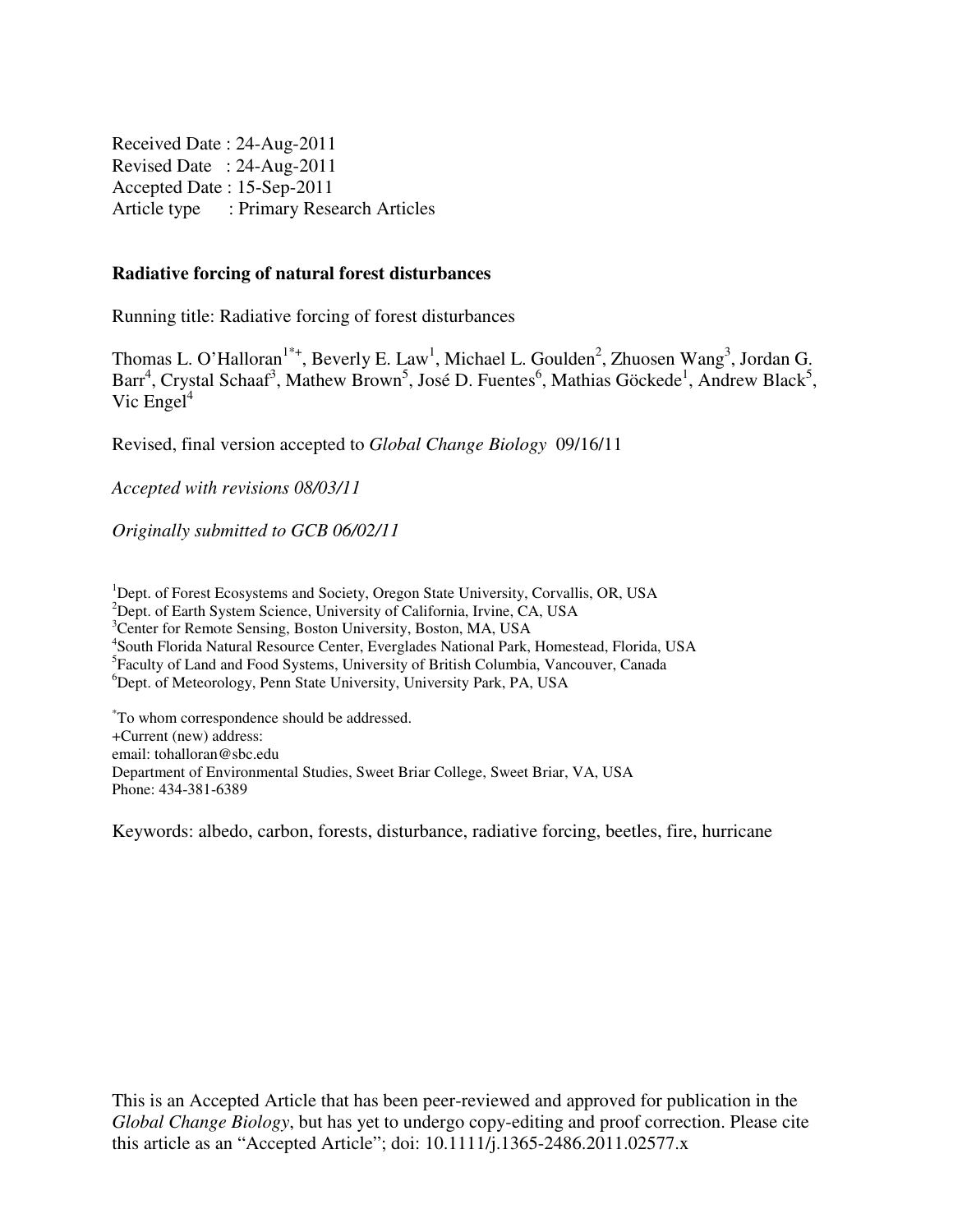Received Date : 24-Aug-2011
Revised Date : 24-Aug-2011
Accepted Date : 15-Sep-2011
Article type : Primary Research Articles

**Radiative forcing of natural forest disturbances**

Running title: Radiative forcing of forest disturbances

Thomas L. O'Halloran[1*+], Beverly E. Law[1], Michael L. Goulden[2], Zhuosen Wang[3], Jordan G. Barr[4], Crystal Schaaf[3], Mathew Brown[5], José D. Fuentes[6], Mathias Göckede[1], Andrew Black[5], Vic Engel[4]

Revised, final version accepted to *Global Change Biology* 09/16/11

*Accepted with revisions 08/03/11*

*Originally submitted to GCB 06/02/11*

[1]Dept. of Forest Ecosystems and Society, Oregon State University, Corvallis, OR, USA
[2]Dept. of Earth System Science, University of California, Irvine, CA, USA
[3]Center for Remote Sensing, Boston University, Boston, MA, USA
[4]South Florida Natural Resource Center, Everglades National Park, Homestead, Florida, USA
[5]Faculty of Land and Food Systems, University of British Columbia, Vancouver, Canada
[6]Dept. of Meteorology, Penn State University, University Park, PA, USA

[*]To whom correspondence should be addressed.
+Current (new) address:
email: tohalloran@sbc.edu
Department of Environmental Studies, Sweet Briar College, Sweet Briar, VA, USA
Phone: 434-381-6389

Keywords: albedo, carbon, forests, disturbance, radiative forcing, beetles, fire, hurricane

This is an Accepted Article that has been peer-reviewed and approved for publication in the *Global Change Biology*, but has yet to undergo copy-editing and proof correction. Please cite this article as an "Accepted Article"; doi: 10.1111/j.1365-2486.2011.02577.x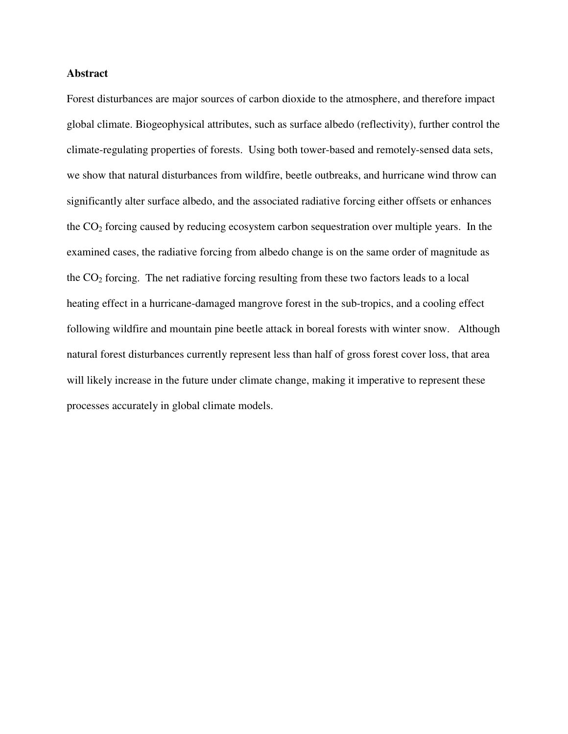**Abstract**

Forest disturbances are major sources of carbon dioxide to the atmosphere, and therefore impact global climate. Biogeophysical attributes, such as surface albedo (reflectivity), further control the climate-regulating properties of forests. Using both tower-based and remotely-sensed data sets, we show that natural disturbances from wildfire, beetle outbreaks, and hurricane wind throw can significantly alter surface albedo, and the associated radiative forcing either offsets or enhances the $CO_2$ forcing caused by reducing ecosystem carbon sequestration over multiple years. In the examined cases, the radiative forcing from albedo change is on the same order of magnitude as the $CO_2$ forcing. The net radiative forcing resulting from these two factors leads to a local heating effect in a hurricane-damaged mangrove forest in the sub-tropics, and a cooling effect following wildfire and mountain pine beetle attack in boreal forests with winter snow. Although natural forest disturbances currently represent less than half of gross forest cover loss, that area will likely increase in the future under climate change, making it imperative to represent these processes accurately in global climate models.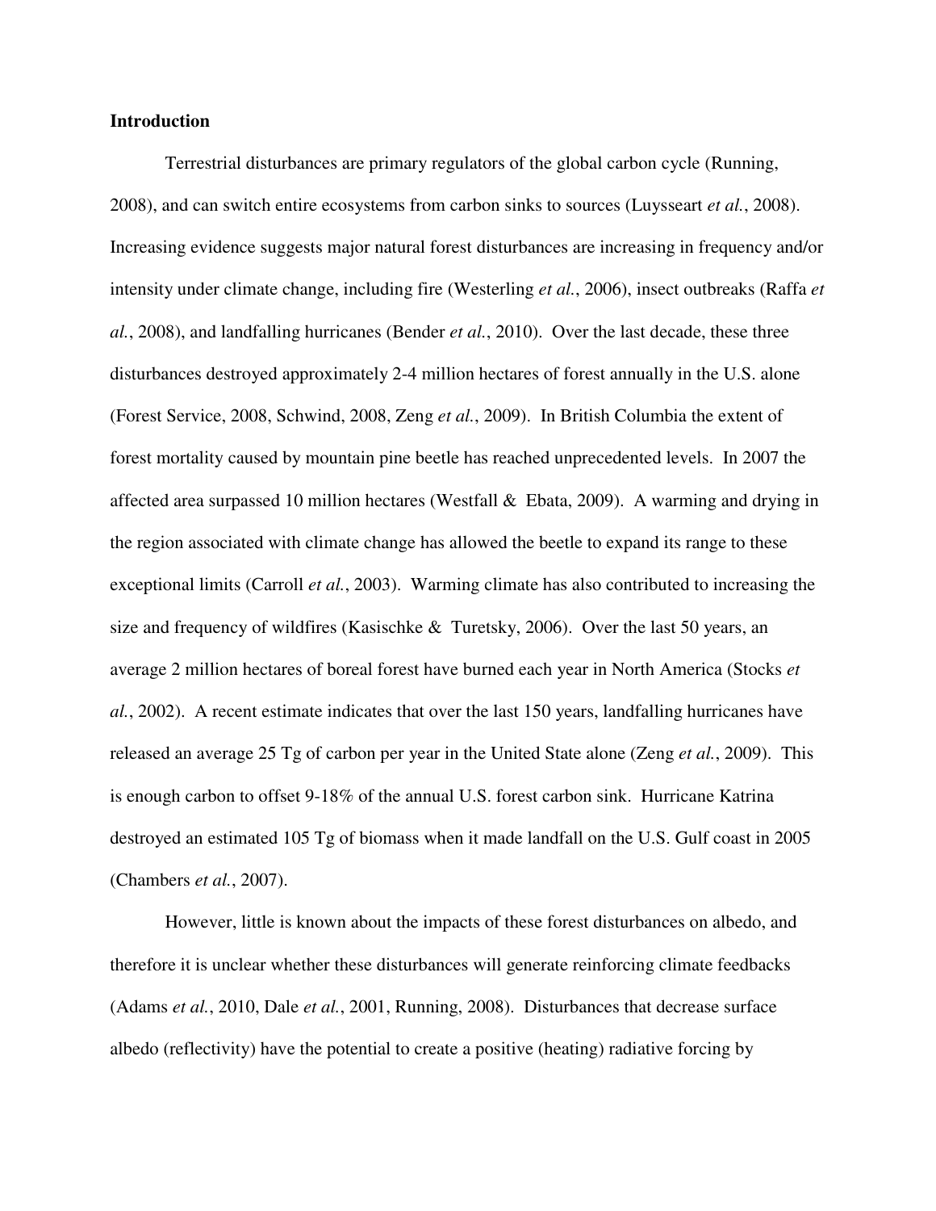**Introduction**

Terrestrial disturbances are primary regulators of the global carbon cycle (Running, 2008), and can switch entire ecosystems from carbon sinks to sources (Luysseart *et al.*, 2008). Increasing evidence suggests major natural forest disturbances are increasing in frequency and/or intensity under climate change, including fire (Westerling *et al.*, 2006), insect outbreaks (Raffa *et al.*, 2008), and landfalling hurricanes (Bender *et al.*, 2010). Over the last decade, these three disturbances destroyed approximately 2-4 million hectares of forest annually in the U.S. alone (Forest Service, 2008, Schwind, 2008, Zeng *et al.*, 2009). In British Columbia the extent of forest mortality caused by mountain pine beetle has reached unprecedented levels. In 2007 the affected area surpassed 10 million hectares (Westfall & Ebata, 2009). A warming and drying in the region associated with climate change has allowed the beetle to expand its range to these exceptional limits (Carroll *et al.*, 2003). Warming climate has also contributed to increasing the size and frequency of wildfires (Kasischke & Turetsky, 2006). Over the last 50 years, an average 2 million hectares of boreal forest have burned each year in North America (Stocks *et al.*, 2002). A recent estimate indicates that over the last 150 years, landfalling hurricanes have released an average 25 Tg of carbon per year in the United State alone (Zeng *et al.*, 2009). This is enough carbon to offset 9-18% of the annual U.S. forest carbon sink. Hurricane Katrina destroyed an estimated 105 Tg of biomass when it made landfall on the U.S. Gulf coast in 2005 (Chambers *et al.*, 2007).

However, little is known about the impacts of these forest disturbances on albedo, and therefore it is unclear whether these disturbances will generate reinforcing climate feedbacks (Adams *et al.*, 2010, Dale *et al.*, 2001, Running, 2008). Disturbances that decrease surface albedo (reflectivity) have the potential to create a positive (heating) radiative forcing by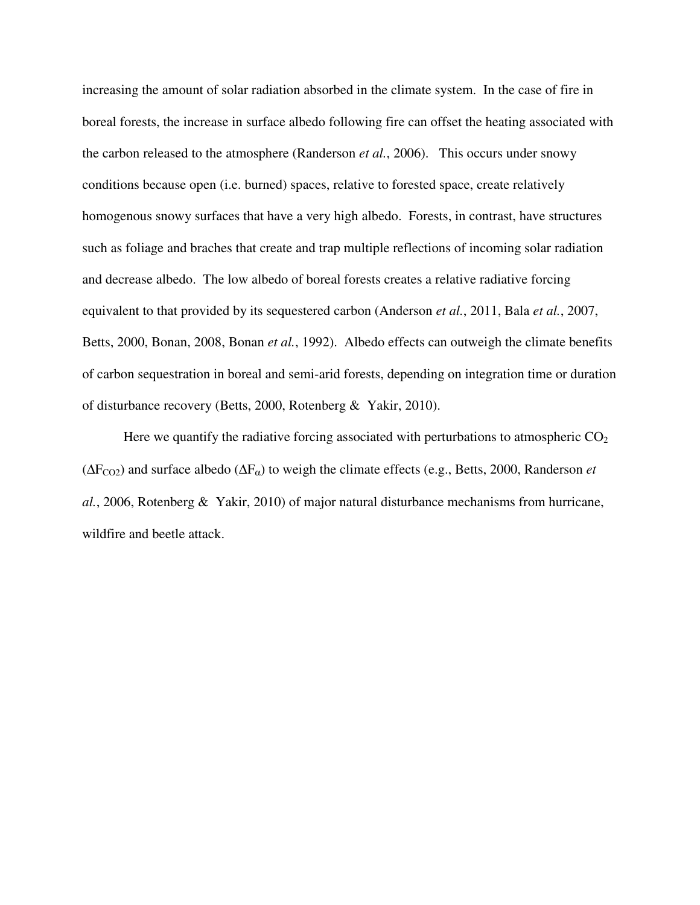increasing the amount of solar radiation absorbed in the climate system. In the case of fire in boreal forests, the increase in surface albedo following fire can offset the heating associated with the carbon released to the atmosphere (Randerson *et al.*, 2006). This occurs under snowy conditions because open (i.e. burned) spaces, relative to forested space, create relatively homogenous snowy surfaces that have a very high albedo. Forests, in contrast, have structures such as foliage and braches that create and trap multiple reflections of incoming solar radiation and decrease albedo. The low albedo of boreal forests creates a relative radiative forcing equivalent to that provided by its sequestered carbon (Anderson *et al.*, 2011, Bala *et al.*, 2007, Betts, 2000, Bonan, 2008, Bonan *et al.*, 1992). Albedo effects can outweigh the climate benefits of carbon sequestration in boreal and semi-arid forests, depending on integration time or duration of disturbance recovery (Betts, 2000, Rotenberg & Yakir, 2010).

Here we quantify the radiative forcing associated with perturbations to atmospheric $CO_2$ ($\Delta F_{CO2}$) and surface albedo ($\Delta F_{\alpha}$) to weigh the climate effects (e.g., Betts, 2000, Randerson *et al.*, 2006, Rotenberg & Yakir, 2010) of major natural disturbance mechanisms from hurricane, wildfire and beetle attack.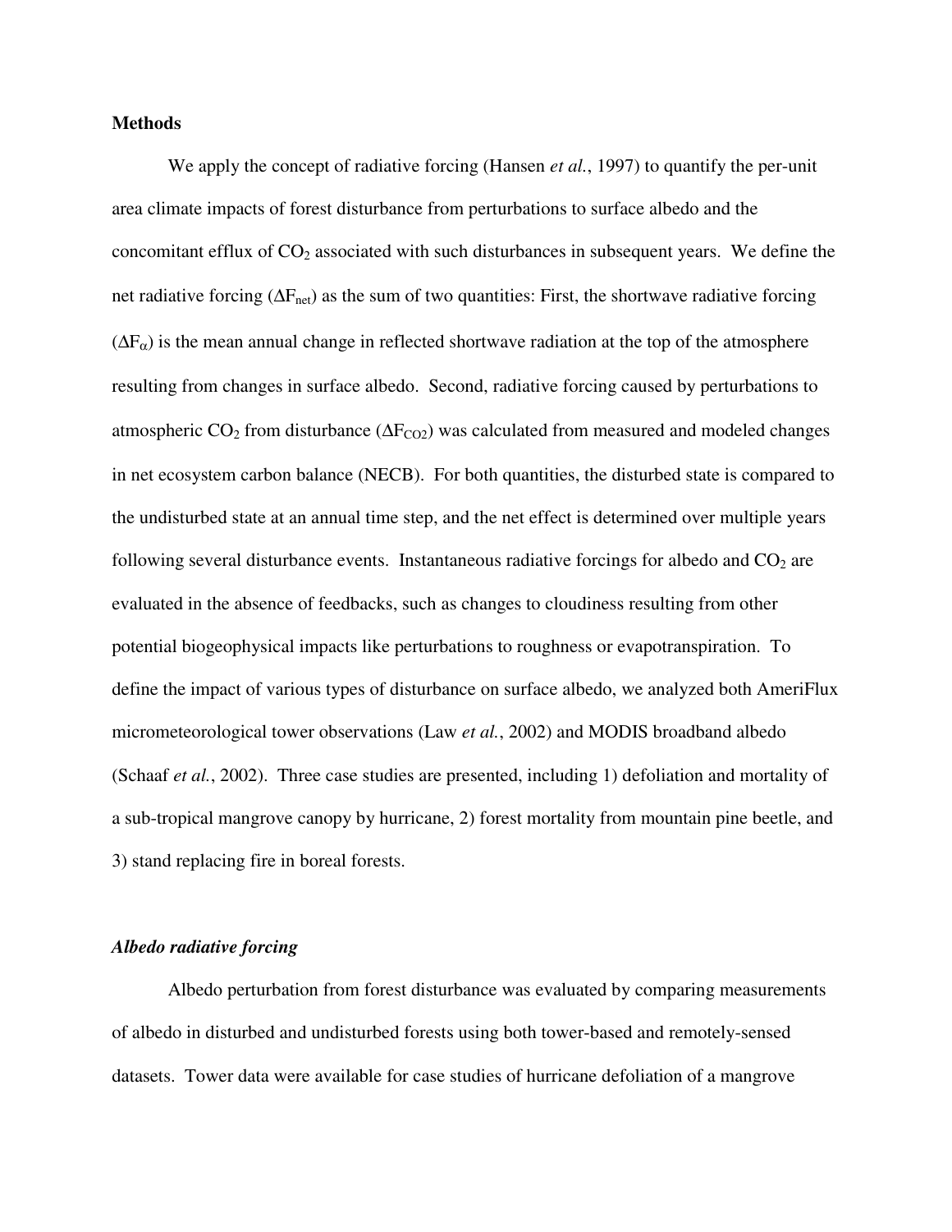**Methods**

We apply the concept of radiative forcing (Hansen *et al.*, 1997) to quantify the per-unit area climate impacts of forest disturbance from perturbations to surface albedo and the concomitant efflux of $CO_2$ associated with such disturbances in subsequent years. We define the net radiative forcing ($\Delta F_{net}$) as the sum of two quantities: First, the shortwave radiative forcing ($\Delta F_{\alpha}$) is the mean annual change in reflected shortwave radiation at the top of the atmosphere resulting from changes in surface albedo. Second, radiative forcing caused by perturbations to atmospheric $CO_2$ from disturbance ($\Delta F_{CO2}$) was calculated from measured and modeled changes in net ecosystem carbon balance (NECB). For both quantities, the disturbed state is compared to the undisturbed state at an annual time step, and the net effect is determined over multiple years following several disturbance events. Instantaneous radiative forcings for albedo and $CO_2$ are evaluated in the absence of feedbacks, such as changes to cloudiness resulting from other potential biogeophysical impacts like perturbations to roughness or evapotranspiration. To define the impact of various types of disturbance on surface albedo, we analyzed both AmeriFlux micrometeorological tower observations (Law *et al.*, 2002) and MODIS broadband albedo (Schaaf *et al.*, 2002). Three case studies are presented, including 1) defoliation and mortality of a sub-tropical mangrove canopy by hurricane, 2) forest mortality from mountain pine beetle, and 3) stand replacing fire in boreal forests.

***Albedo radiative forcing***

Albedo perturbation from forest disturbance was evaluated by comparing measurements of albedo in disturbed and undisturbed forests using both tower-based and remotely-sensed datasets. Tower data were available for case studies of hurricane defoliation of a mangrove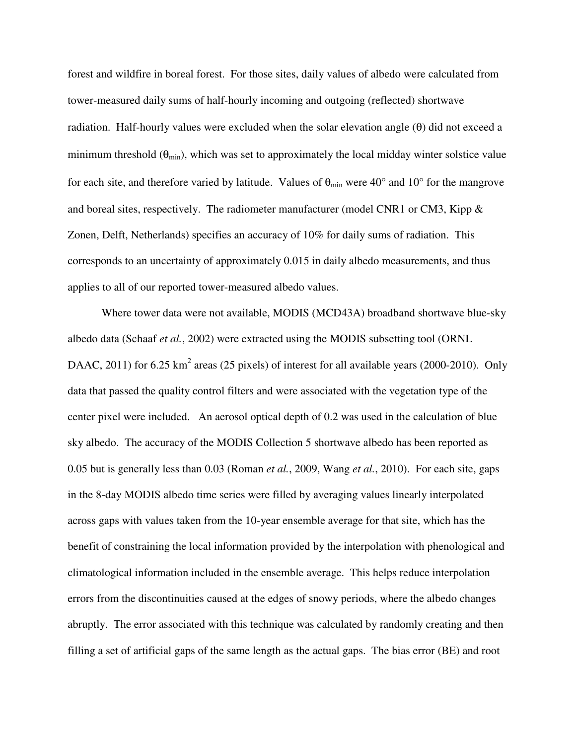forest and wildfire in boreal forest. For those sites, daily values of albedo were calculated from tower-measured daily sums of half-hourly incoming and outgoing (reflected) shortwave radiation. Half-hourly values were excluded when the solar elevation angle ($\theta$) did not exceed a minimum threshold ($\theta_{min}$), which was set to approximately the local midday winter solstice value for each site, and therefore varied by latitude. Values of $\theta_{min}$ were 40° and 10° for the mangrove and boreal sites, respectively. The radiometer manufacturer (model CNR1 or CM3, Kipp & Zonen, Delft, Netherlands) specifies an accuracy of 10% for daily sums of radiation. This corresponds to an uncertainty of approximately 0.015 in daily albedo measurements, and thus applies to all of our reported tower-measured albedo values.

Where tower data were not available, MODIS (MCD43A) broadband shortwave blue-sky albedo data (Schaaf *et al.*, 2002) were extracted using the MODIS subsetting tool (ORNL DAAC, 2011) for 6.25 km$^2$ areas (25 pixels) of interest for all available years (2000-2010). Only data that passed the quality control filters and were associated with the vegetation type of the center pixel were included. An aerosol optical depth of 0.2 was used in the calculation of blue sky albedo. The accuracy of the MODIS Collection 5 shortwave albedo has been reported as 0.05 but is generally less than 0.03 (Roman *et al.*, 2009, Wang *et al.*, 2010). For each site, gaps in the 8-day MODIS albedo time series were filled by averaging values linearly interpolated across gaps with values taken from the 10-year ensemble average for that site, which has the benefit of constraining the local information provided by the interpolation with phenological and climatological information included in the ensemble average. This helps reduce interpolation errors from the discontinuities caused at the edges of snowy periods, where the albedo changes abruptly. The error associated with this technique was calculated by randomly creating and then filling a set of artificial gaps of the same length as the actual gaps. The bias error (BE) and root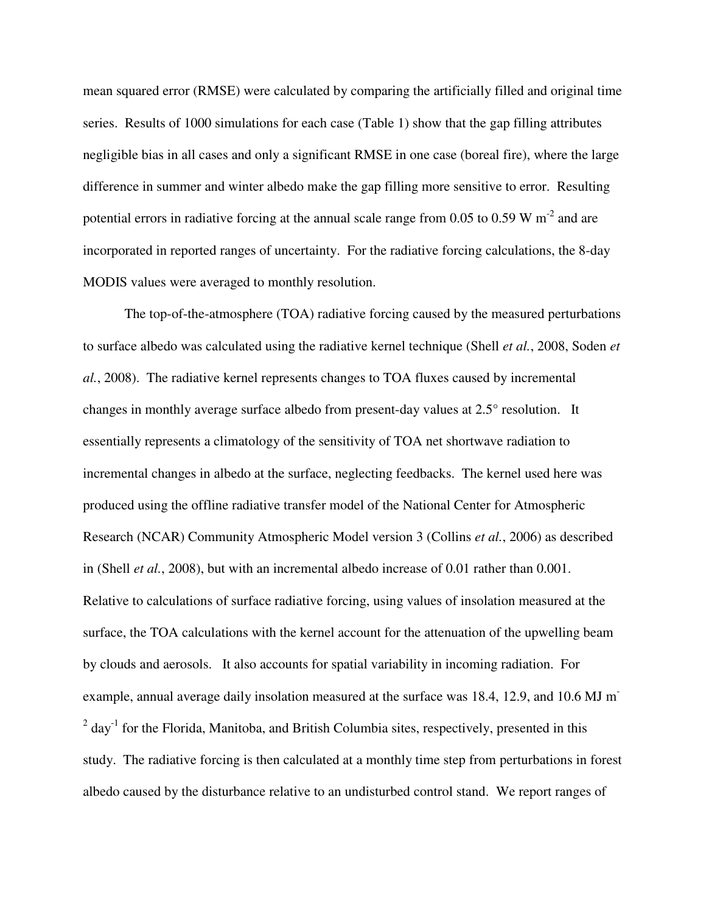mean squared error (RMSE) were calculated by comparing the artificially filled and original time series. Results of 1000 simulations for each case (Table 1) show that the gap filling attributes negligible bias in all cases and only a significant RMSE in one case (boreal fire), where the large difference in summer and winter albedo make the gap filling more sensitive to error. Resulting potential errors in radiative forcing at the annual scale range from 0.05 to 0.59 W $m^{-2}$ and are incorporated in reported ranges of uncertainty. For the radiative forcing calculations, the 8-day MODIS values were averaged to monthly resolution.

The top-of-the-atmosphere (TOA) radiative forcing caused by the measured perturbations to surface albedo was calculated using the radiative kernel technique (Shell *et al.*, 2008, Soden *et al.*, 2008). The radiative kernel represents changes to TOA fluxes caused by incremental changes in monthly average surface albedo from present-day values at 2.5° resolution. It essentially represents a climatology of the sensitivity of TOA net shortwave radiation to incremental changes in albedo at the surface, neglecting feedbacks. The kernel used here was produced using the offline radiative transfer model of the National Center for Atmospheric Research (NCAR) Community Atmospheric Model version 3 (Collins *et al.*, 2006) as described in (Shell *et al.*, 2008), but with an incremental albedo increase of 0.01 rather than 0.001. Relative to calculations of surface radiative forcing, using values of insolation measured at the surface, the TOA calculations with the kernel account for the attenuation of the upwelling beam by clouds and aerosols. It also accounts for spatial variability in incoming radiation. For example, annual average daily insolation measured at the surface was 18.4, 12.9, and 10.6 MJ $m^{-2}$ $day^{-1}$ for the Florida, Manitoba, and British Columbia sites, respectively, presented in this study. The radiative forcing is then calculated at a monthly time step from perturbations in forest albedo caused by the disturbance relative to an undisturbed control stand. We report ranges of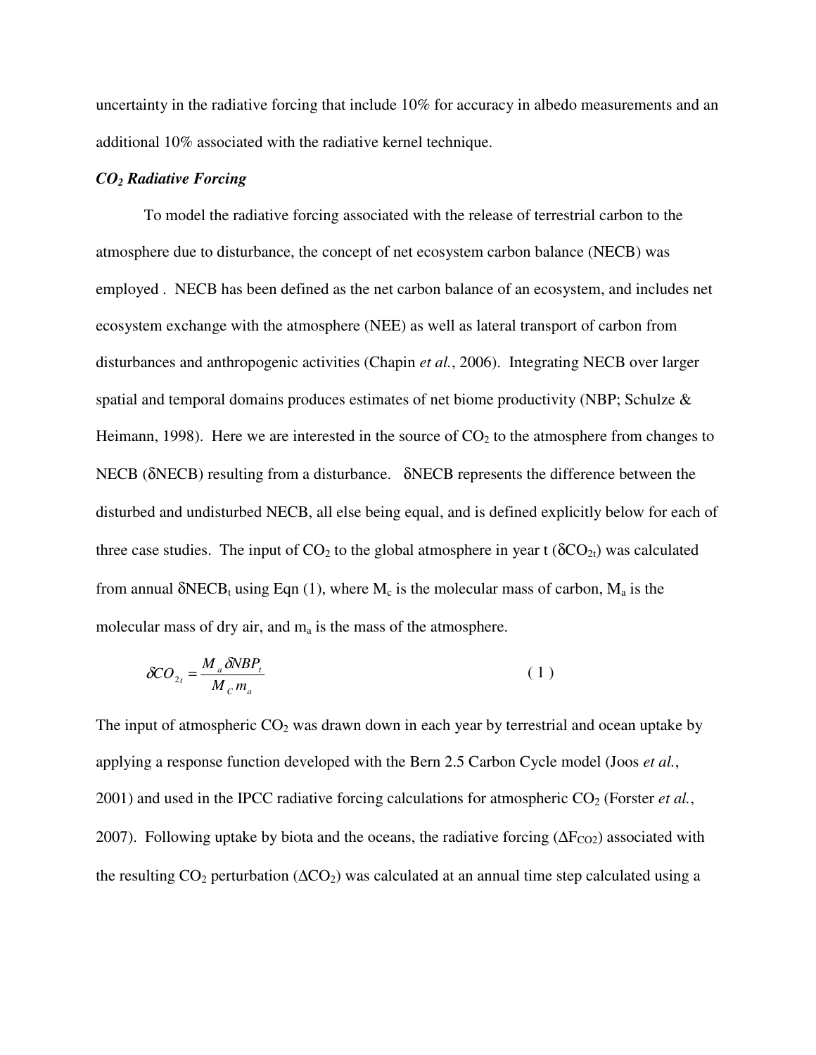uncertainty in the radiative forcing that include 10% for accuracy in albedo measurements and an additional 10% associated with the radiative kernel technique.

### *$CO_2$ Radiative Forcing*

To model the radiative forcing associated with the release of terrestrial carbon to the atmosphere due to disturbance, the concept of net ecosystem carbon balance (NECB) was employed . NECB has been defined as the net carbon balance of an ecosystem, and includes net ecosystem exchange with the atmosphere (NEE) as well as lateral transport of carbon from disturbances and anthropogenic activities (Chapin *et al.*, 2006). Integrating NECB over larger spatial and temporal domains produces estimates of net biome productivity (NBP; Schulze & Heimann, 1998). Here we are interested in the source of $CO_2$ to the atmosphere from changes to NECB (δNECB) resulting from a disturbance. δNECB represents the difference between the disturbed and undisturbed NECB, all else being equal, and is defined explicitly below for each of three case studies. The input of $CO_2$ to the global atmosphere in year t ($\delta CO_{2t}$) was calculated from annual $\delta NECB_t$ using Eqn (1), where $M_c$ is the molecular mass of carbon, $M_a$ is the molecular mass of dry air, and $m_a$ is the mass of the atmosphere.

$$\delta CO_{2_t} = \frac{M_a \delta NBP_t}{M_C m_a} \qquad (1)$$

The input of atmospheric $CO_2$ was drawn down in each year by terrestrial and ocean uptake by applying a response function developed with the Bern 2.5 Carbon Cycle model (Joos *et al.*, 2001) and used in the IPCC radiative forcing calculations for atmospheric $CO_2$ (Forster *et al.*, 2007). Following uptake by biota and the oceans, the radiative forcing ($\Delta F_{CO2}$) associated with the resulting $CO_2$ perturbation ($\Delta CO_2$) was calculated at an annual time step calculated using a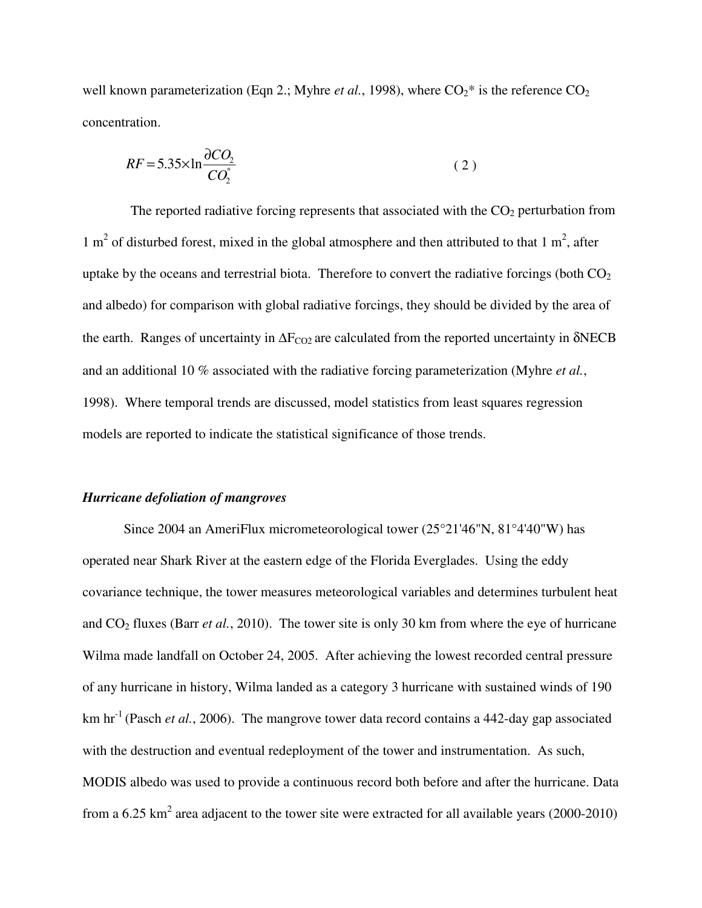well known parameterization (Eqn 2.; Myhre *et al.*, 1998), where $CO_2$* is the reference $CO_2$ concentration.

$$RF = 5.35 \times \ln \frac{\partial CO_2}{CO_2^*} \qquad (2)$$

The reported radiative forcing represents that associated with the $CO_2$ perturbation from 1 $m^2$ of disturbed forest, mixed in the global atmosphere and then attributed to that 1 $m^2$, after uptake by the oceans and terrestrial biota. Therefore to convert the radiative forcings (both $CO_2$ and albedo) for comparison with global radiative forcings, they should be divided by the area of the earth. Ranges of uncertainty in $\Delta F_{CO2}$ are calculated from the reported uncertainty in $\delta$NECB and an additional 10 % associated with the radiative forcing parameterization (Myhre *et al.*, 1998). Where temporal trends are discussed, model statistics from least squares regression models are reported to indicate the statistical significance of those trends.

### *Hurricane defoliation of mangroves*

Since 2004 an AmeriFlux micrometeorological tower (25°21'46"N, 81°4'40"W) has operated near Shark River at the eastern edge of the Florida Everglades. Using the eddy covariance technique, the tower measures meteorological variables and determines turbulent heat and $CO_2$ fluxes (Barr *et al.*, 2010). The tower site is only 30 km from where the eye of hurricane Wilma made landfall on October 24, 2005. After achieving the lowest recorded central pressure of any hurricane in history, Wilma landed as a category 3 hurricane with sustained winds of 190 km $hr^{-1}$ (Pasch *et al.*, 2006). The mangrove tower data record contains a 442-day gap associated with the destruction and eventual redeployment of the tower and instrumentation. As such, MODIS albedo was used to provide a continuous record both before and after the hurricane. Data from a 6.25 $km^2$ area adjacent to the tower site were extracted for all available years (2000-2010)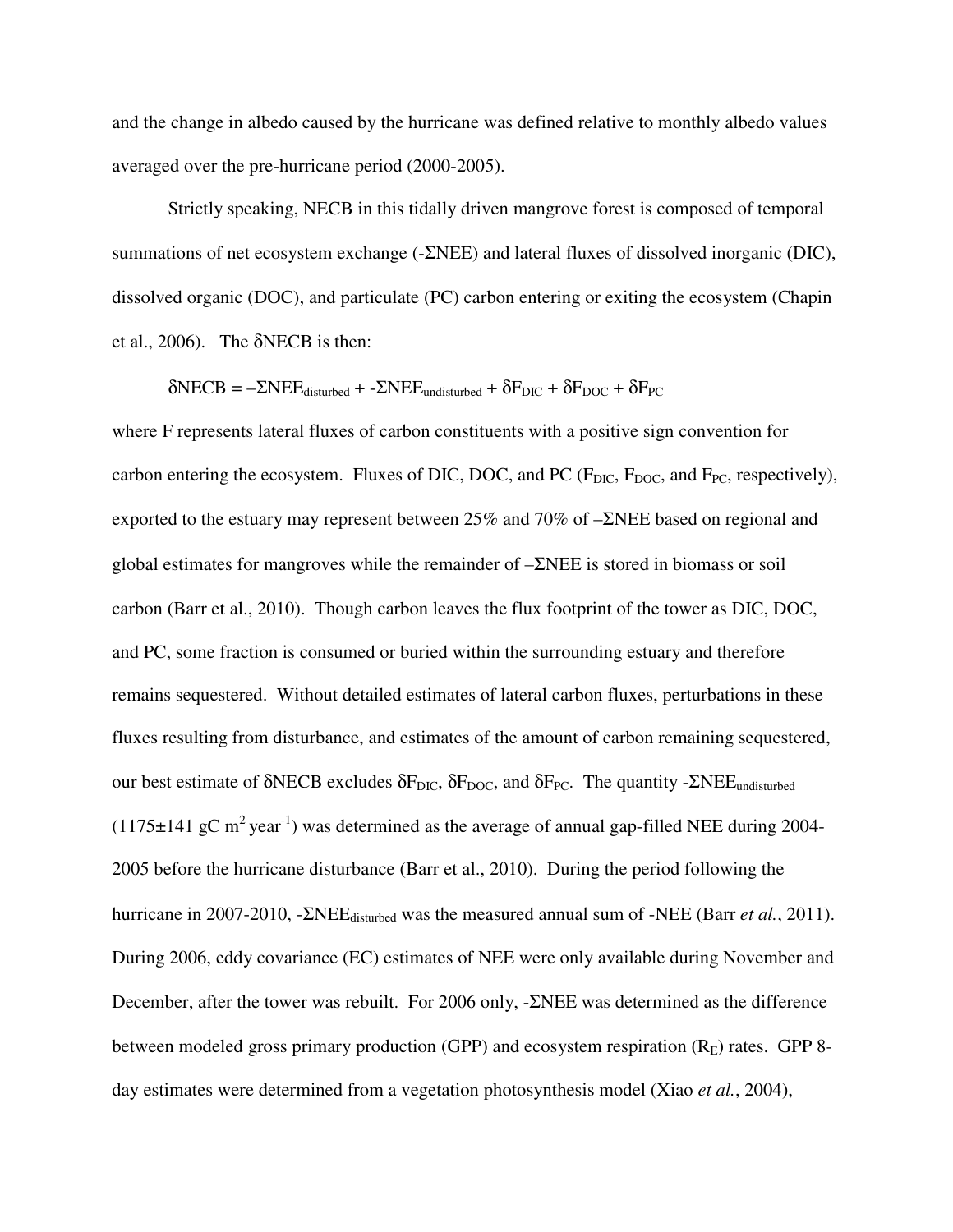and the change in albedo caused by the hurricane was defined relative to monthly albedo values averaged over the pre-hurricane period (2000-2005).

Strictly speaking, NECB in this tidally driven mangrove forest is composed of temporal summations of net ecosystem exchange ($-\Sigma$NEE) and lateral fluxes of dissolved inorganic (DIC), dissolved organic (DOC), and particulate (PC) carbon entering or exiting the ecosystem (Chapin et al., 2006). The $\delta$NECB is then:

$$\delta \text{NECB} = -\Sigma \text{NEE}_{\text{disturbed}} + -\Sigma \text{NEE}_{\text{undisturbed}} + \delta F_{\text{DIC}} + \delta F_{\text{DOC}} + \delta F_{\text{PC}}$$

where F represents lateral fluxes of carbon constituents with a positive sign convention for carbon entering the ecosystem. Fluxes of DIC, DOC, and PC ($F_{DIC}$, $F_{DOC}$, and $F_{PC}$, respectively), exported to the estuary may represent between 25% and 70% of $-\Sigma$NEE based on regional and global estimates for mangroves while the remainder of $-\Sigma$NEE is stored in biomass or soil carbon (Barr et al., 2010). Though carbon leaves the flux footprint of the tower as DIC, DOC, and PC, some fraction is consumed or buried within the surrounding estuary and therefore remains sequestered. Without detailed estimates of lateral carbon fluxes, perturbations in these fluxes resulting from disturbance, and estimates of the amount of carbon remaining sequestered, our best estimate of $\delta$NECB excludes $\delta F_{DIC}$, $\delta F_{DOC}$, and $\delta F_{PC}$. The quantity $-\Sigma \text{NEE}_{\text{undisturbed}}$ ($1175 \pm 141$ gC $m^2$ $year^{-1}$) was determined as the average of annual gap-filled NEE during 2004-2005 before the hurricane disturbance (Barr et al., 2010). During the period following the hurricane in 2007-2010, $-\Sigma \text{NEE}_{\text{disturbed}}$ was the measured annual sum of -NEE (Barr *et al.*, 2011). During 2006, eddy covariance (EC) estimates of NEE were only available during November and December, after the tower was rebuilt. For 2006 only, $-\Sigma$NEE was determined as the difference between modeled gross primary production (GPP) and ecosystem respiration ($R_E$) rates. GPP 8-day estimates were determined from a vegetation photosynthesis model (Xiao *et al.*, 2004),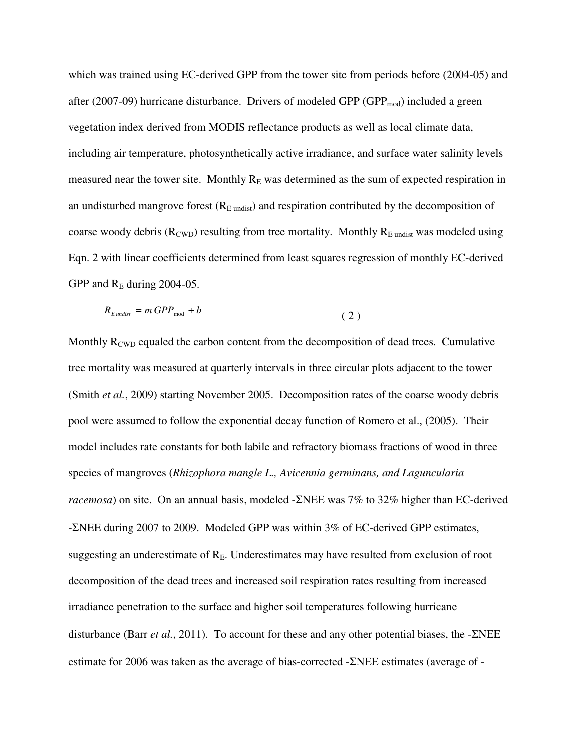which was trained using EC-derived GPP from the tower site from periods before (2004-05) and after (2007-09) hurricane disturbance. Drivers of modeled GPP ($GPP_{mod}$) included a green vegetation index derived from MODIS reflectance products as well as local climate data, including air temperature, photosynthetically active irradiance, and surface water salinity levels measured near the tower site. Monthly $R_E$ was determined as the sum of expected respiration in an undisturbed mangrove forest ($R_{E\ undist}$) and respiration contributed by the decomposition of coarse woody debris ($R_{CWD}$) resulting from tree mortality. Monthly $R_{E\ undist}$ was modeled using Eqn. 2 with linear coefficients determined from least squares regression of monthly EC-derived GPP and $R_E$ during 2004-05.

$$R_{E\ undist} = m\ GPP_{mod} + b \tag{2}$$

Monthly $R_{CWD}$ equaled the carbon content from the decomposition of dead trees. Cumulative tree mortality was measured at quarterly intervals in three circular plots adjacent to the tower (Smith *et al.*, 2009) starting November 2005. Decomposition rates of the coarse woody debris pool were assumed to follow the exponential decay function of Romero et al., (2005). Their model includes rate constants for both labile and refractory biomass fractions of wood in three species of mangroves (*Rhizophora mangle L., Avicennia germinans, and Laguncularia racemosa*) on site. On an annual basis, modeled -ΣNEE was 7% to 32% higher than EC-derived -ΣNEE during 2007 to 2009. Modeled GPP was within 3% of EC-derived GPP estimates, suggesting an underestimate of $R_E$. Underestimates may have resulted from exclusion of root decomposition of the dead trees and increased soil respiration rates resulting from increased irradiance penetration to the surface and higher soil temperatures following hurricane disturbance (Barr *et al.*, 2011). To account for these and any other potential biases, the -ΣNEE estimate for 2006 was taken as the average of bias-corrected -ΣNEE estimates (average of -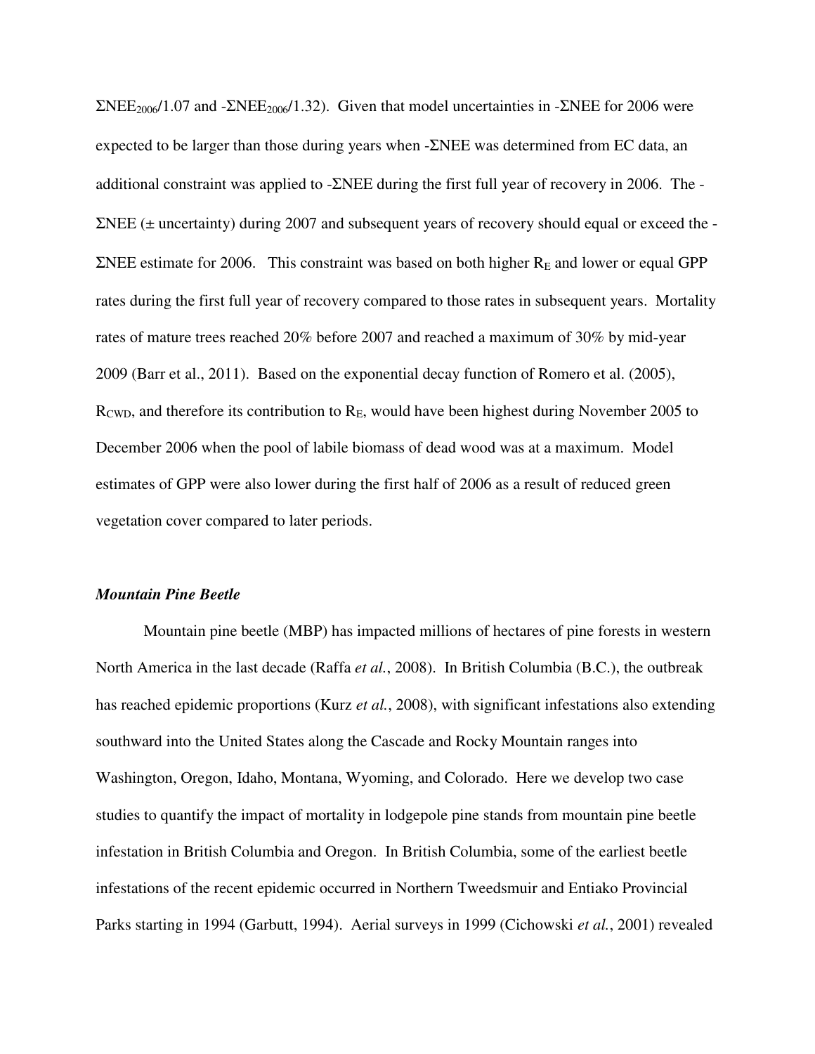$\Sigma NEE_{2006}/1.07$ and $-\Sigma NEE_{2006}/1.32$). Given that model uncertainties in $-\Sigma NEE$ for 2006 were expected to be larger than those during years when $-\Sigma NEE$ was determined from EC data, an additional constraint was applied to $-\Sigma NEE$ during the first full year of recovery in 2006. The $-\Sigma NEE$ ($\pm$ uncertainty) during 2007 and subsequent years of recovery should equal or exceed the $-\Sigma NEE$ estimate for 2006. This constraint was based on both higher $R_E$ and lower or equal GPP rates during the first full year of recovery compared to those rates in subsequent years. Mortality rates of mature trees reached 20% before 2007 and reached a maximum of 30% by mid-year 2009 (Barr et al., 2011). Based on the exponential decay function of Romero et al. (2005), $R_{CWD}$, and therefore its contribution to $R_E$, would have been highest during November 2005 to December 2006 when the pool of labile biomass of dead wood was at a maximum. Model estimates of GPP were also lower during the first half of 2006 as a result of reduced green vegetation cover compared to later periods.

### *Mountain Pine Beetle*

Mountain pine beetle (MBP) has impacted millions of hectares of pine forests in western North America in the last decade (Raffa *et al.*, 2008). In British Columbia (B.C.), the outbreak has reached epidemic proportions (Kurz *et al.*, 2008), with significant infestations also extending southward into the United States along the Cascade and Rocky Mountain ranges into Washington, Oregon, Idaho, Montana, Wyoming, and Colorado. Here we develop two case studies to quantify the impact of mortality in lodgepole pine stands from mountain pine beetle infestation in British Columbia and Oregon. In British Columbia, some of the earliest beetle infestations of the recent epidemic occurred in Northern Tweedsmuir and Entiako Provincial Parks starting in 1994 (Garbutt, 1994). Aerial surveys in 1999 (Cichowski *et al.*, 2001) revealed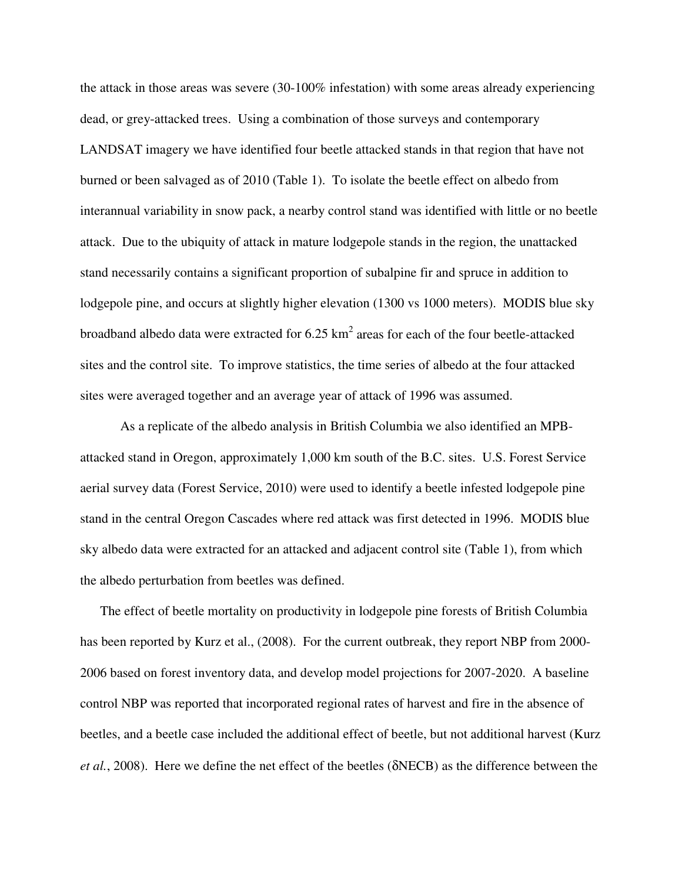the attack in those areas was severe (30-100% infestation) with some areas already experiencing dead, or grey-attacked trees. Using a combination of those surveys and contemporary LANDSAT imagery we have identified four beetle attacked stands in that region that have not burned or been salvaged as of 2010 (Table 1). To isolate the beetle effect on albedo from interannual variability in snow pack, a nearby control stand was identified with little or no beetle attack. Due to the ubiquity of attack in mature lodgepole stands in the region, the unattacked stand necessarily contains a significant proportion of subalpine fir and spruce in addition to lodgepole pine, and occurs at slightly higher elevation (1300 vs 1000 meters). MODIS blue sky broadband albedo data were extracted for 6.25 $km^2$ areas for each of the four beetle-attacked sites and the control site. To improve statistics, the time series of albedo at the four attacked sites were averaged together and an average year of attack of 1996 was assumed.

As a replicate of the albedo analysis in British Columbia we also identified an MPB-attacked stand in Oregon, approximately 1,000 km south of the B.C. sites. U.S. Forest Service aerial survey data (Forest Service, 2010) were used to identify a beetle infested lodgepole pine stand in the central Oregon Cascades where red attack was first detected in 1996. MODIS blue sky albedo data were extracted for an attacked and adjacent control site (Table 1), from which the albedo perturbation from beetles was defined.

The effect of beetle mortality on productivity in lodgepole pine forests of British Columbia has been reported by Kurz et al., (2008). For the current outbreak, they report NBP from 2000-2006 based on forest inventory data, and develop model projections for 2007-2020. A baseline control NBP was reported that incorporated regional rates of harvest and fire in the absence of beetles, and a beetle case included the additional effect of beetle, but not additional harvest (Kurz *et al.*, 2008). Here we define the net effect of the beetles ($\delta$NECB) as the difference between the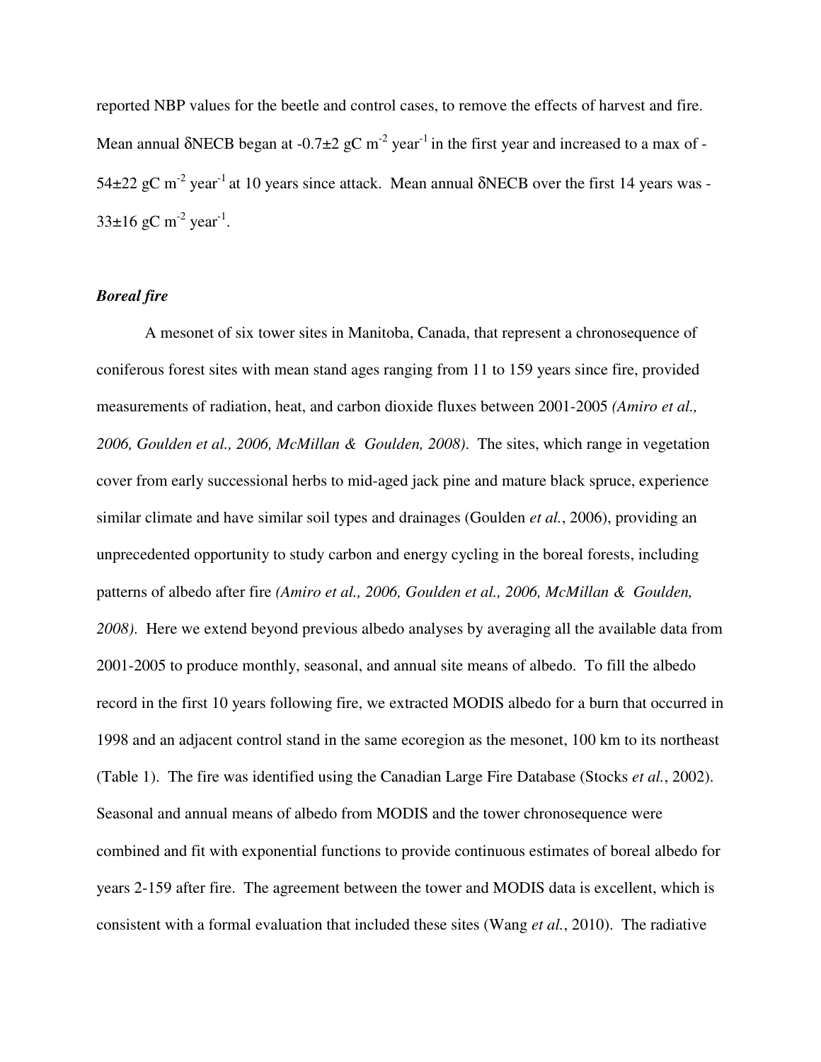reported NBP values for the beetle and control cases, to remove the effects of harvest and fire. Mean annual δNECB began at -0.7±2 gC $m^{-2}$ $year^{-1}$ in the first year and increased to a max of -54±22 gC $m^{-2}$ $year^{-1}$ at 10 years since attack. Mean annual δNECB over the first 14 years was -33±16 gC $m^{-2}$ $year^{-1}$.

### *Boreal fire*

A mesonet of six tower sites in Manitoba, Canada, that represent a chronosequence of coniferous forest sites with mean stand ages ranging from 11 to 159 years since fire, provided measurements of radiation, heat, and carbon dioxide fluxes between 2001-2005 *(Amiro et al., 2006, Goulden et al., 2006, McMillan & Goulden, 2008)*. The sites, which range in vegetation cover from early successional herbs to mid-aged jack pine and mature black spruce, experience similar climate and have similar soil types and drainages (Goulden *et al.*, 2006), providing an unprecedented opportunity to study carbon and energy cycling in the boreal forests, including patterns of albedo after fire *(Amiro et al., 2006, Goulden et al., 2006, McMillan & Goulden, 2008)*. Here we extend beyond previous albedo analyses by averaging all the available data from 2001-2005 to produce monthly, seasonal, and annual site means of albedo. To fill the albedo record in the first 10 years following fire, we extracted MODIS albedo for a burn that occurred in 1998 and an adjacent control stand in the same ecoregion as the mesonet, 100 km to its northeast (Table 1). The fire was identified using the Canadian Large Fire Database (Stocks *et al.*, 2002). Seasonal and annual means of albedo from MODIS and the tower chronosequence were combined and fit with exponential functions to provide continuous estimates of boreal albedo for years 2-159 after fire. The agreement between the tower and MODIS data is excellent, which is consistent with a formal evaluation that included these sites (Wang *et al.*, 2010). The radiative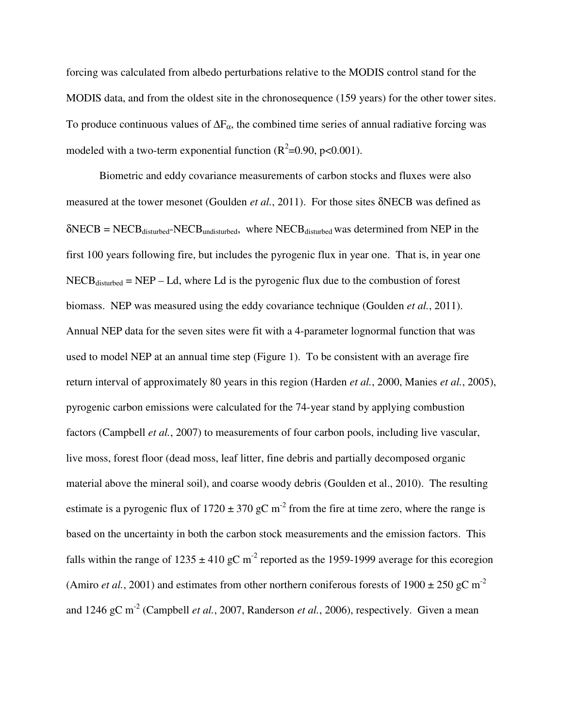forcing was calculated from albedo perturbations relative to the MODIS control stand for the MODIS data, and from the oldest site in the chronosequence (159 years) for the other tower sites. To produce continuous values of $\Delta F_{\alpha}$, the combined time series of annual radiative forcing was modeled with a two-term exponential function ($R^2$=0.90, $p$<0.001).

Biometric and eddy covariance measurements of carbon stocks and fluxes were also measured at the tower mesonet (Goulden *et al.*, 2011). For those sites δNECB was defined as $\delta NECB = NECB_{disturbed} - NECB_{undisturbed}$, where $NECB_{disturbed}$ was determined from NEP in the first 100 years following fire, but includes the pyrogenic flux in year one. That is, in year one $NECB_{disturbed} = NEP - Ld$, where Ld is the pyrogenic flux due to the combustion of forest biomass. NEP was measured using the eddy covariance technique (Goulden *et al.*, 2011). Annual NEP data for the seven sites were fit with a 4-parameter lognormal function that was used to model NEP at an annual time step (Figure 1). To be consistent with an average fire return interval of approximately 80 years in this region (Harden *et al.*, 2000, Manies *et al.*, 2005), pyrogenic carbon emissions were calculated for the 74-year stand by applying combustion factors (Campbell *et al.*, 2007) to measurements of four carbon pools, including live vascular, live moss, forest floor (dead moss, leaf litter, fine debris and partially decomposed organic material above the mineral soil), and coarse woody debris (Goulden et al., 2010). The resulting estimate is a pyrogenic flux of 1720 ± 370 gC $m^{-2}$ from the fire at time zero, where the range is based on the uncertainty in both the carbon stock measurements and the emission factors. This falls within the range of 1235 ± 410 gC $m^{-2}$ reported as the 1959-1999 average for this ecoregion (Amiro *et al.*, 2001) and estimates from other northern coniferous forests of 1900 ± 250 gC $m^{-2}$ and 1246 gC $m^{-2}$ (Campbell *et al.*, 2007, Randerson *et al.*, 2006), respectively. Given a mean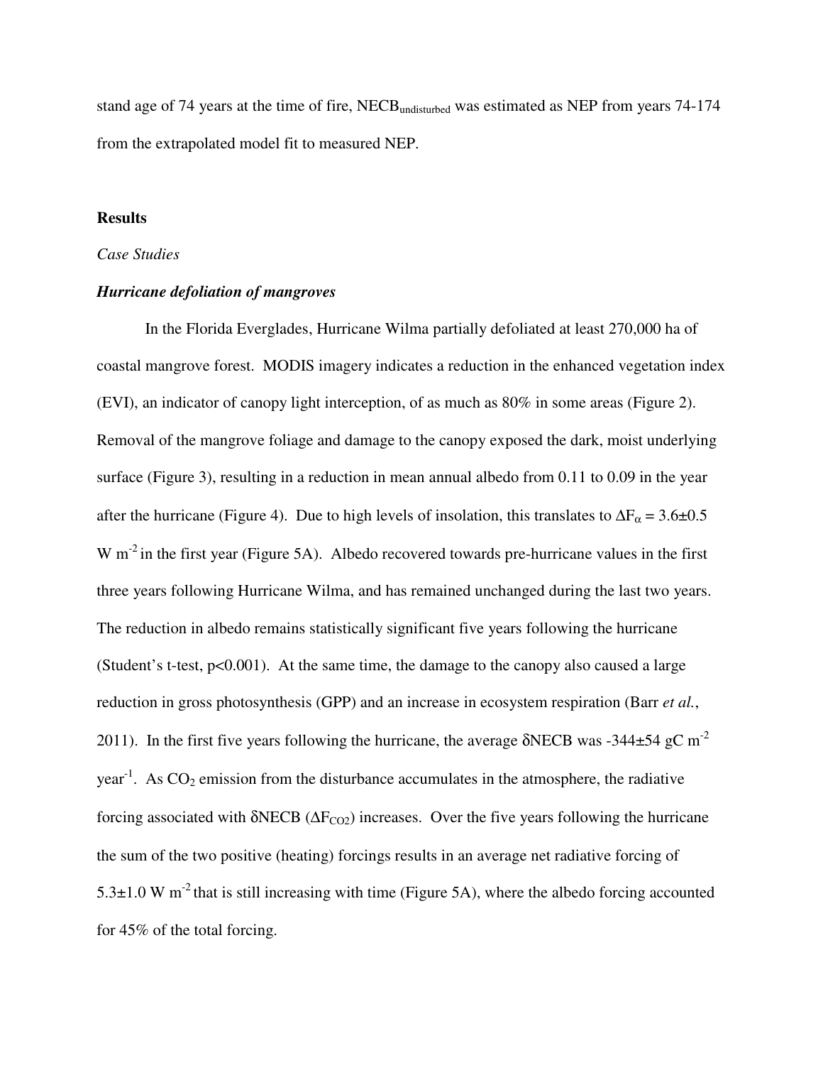stand age of 74 years at the time of fire, $NECB_{undisturbed}$ was estimated as NEP from years 74-174 from the extrapolated model fit to measured NEP.

## Results

*Case Studies*

### *Hurricane defoliation of mangroves*

In the Florida Everglades, Hurricane Wilma partially defoliated at least 270,000 ha of coastal mangrove forest. MODIS imagery indicates a reduction in the enhanced vegetation index (EVI), an indicator of canopy light interception, of as much as 80% in some areas (Figure 2). Removal of the mangrove foliage and damage to the canopy exposed the dark, moist underlying surface (Figure 3), resulting in a reduction in mean annual albedo from 0.11 to 0.09 in the year after the hurricane (Figure 4). Due to high levels of insolation, this translates to $\Delta F_{\alpha} = 3.6 \pm 0.5$ W m$^{-2}$ in the first year (Figure 5A). Albedo recovered towards pre-hurricane values in the first three years following Hurricane Wilma, and has remained unchanged during the last two years. The reduction in albedo remains statistically significant five years following the hurricane (Student's t-test, $p<0.001$). At the same time, the damage to the canopy also caused a large reduction in gross photosynthesis (GPP) and an increase in ecosystem respiration (Barr *et al.*, 2011). In the first five years following the hurricane, the average $\delta$NECB was -344±54 gC m$^{-2}$ year$^{-1}$. As $CO_2$ emission from the disturbance accumulates in the atmosphere, the radiative forcing associated with $\delta$NECB ($\Delta F_{CO2}$) increases. Over the five years following the hurricane the sum of the two positive (heating) forcings results in an average net radiative forcing of 5.3±1.0 W m$^{-2}$ that is still increasing with time (Figure 5A), where the albedo forcing accounted for 45% of the total forcing.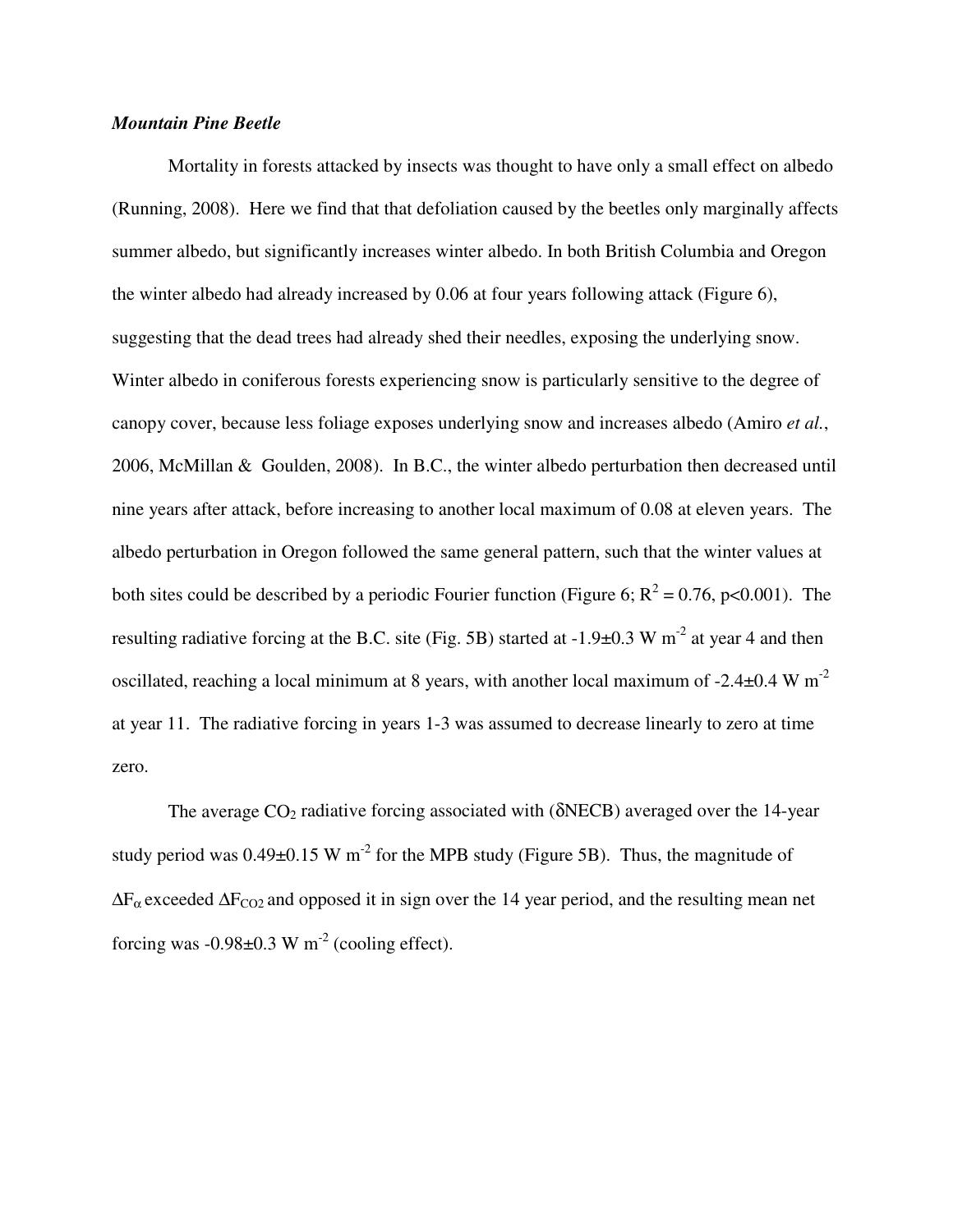### *Mountain Pine Beetle*

Mortality in forests attacked by insects was thought to have only a small effect on albedo (Running, 2008). Here we find that that defoliation caused by the beetles only marginally affects summer albedo, but significantly increases winter albedo. In both British Columbia and Oregon the winter albedo had already increased by 0.06 at four years following attack (Figure 6), suggesting that the dead trees had already shed their needles, exposing the underlying snow. Winter albedo in coniferous forests experiencing snow is particularly sensitive to the degree of canopy cover, because less foliage exposes underlying snow and increases albedo (Amiro *et al.*, 2006, McMillan & Goulden, 2008). In B.C., the winter albedo perturbation then decreased until nine years after attack, before increasing to another local maximum of 0.08 at eleven years. The albedo perturbation in Oregon followed the same general pattern, such that the winter values at both sites could be described by a periodic Fourier function (Figure 6; $R^2 = 0.76$, $p<0.001$). The resulting radiative forcing at the B.C. site (Fig. 5B) started at $-1.9\pm0.3$ W $m^{-2}$ at year 4 and then oscillated, reaching a local minimum at 8 years, with another local maximum of $-2.4\pm0.4$ W $m^{-2}$ at year 11. The radiative forcing in years 1-3 was assumed to decrease linearly to zero at time zero.

The average $CO_2$ radiative forcing associated with ($\delta$NECB) averaged over the 14-year study period was $0.49\pm0.15$ W $m^{-2}$ for the MPB study (Figure 5B). Thus, the magnitude of $\Delta F_{\alpha}$ exceeded $\Delta F_{CO2}$ and opposed it in sign over the 14 year period, and the resulting mean net forcing was $-0.98\pm0.3$ W $m^{-2}$ (cooling effect).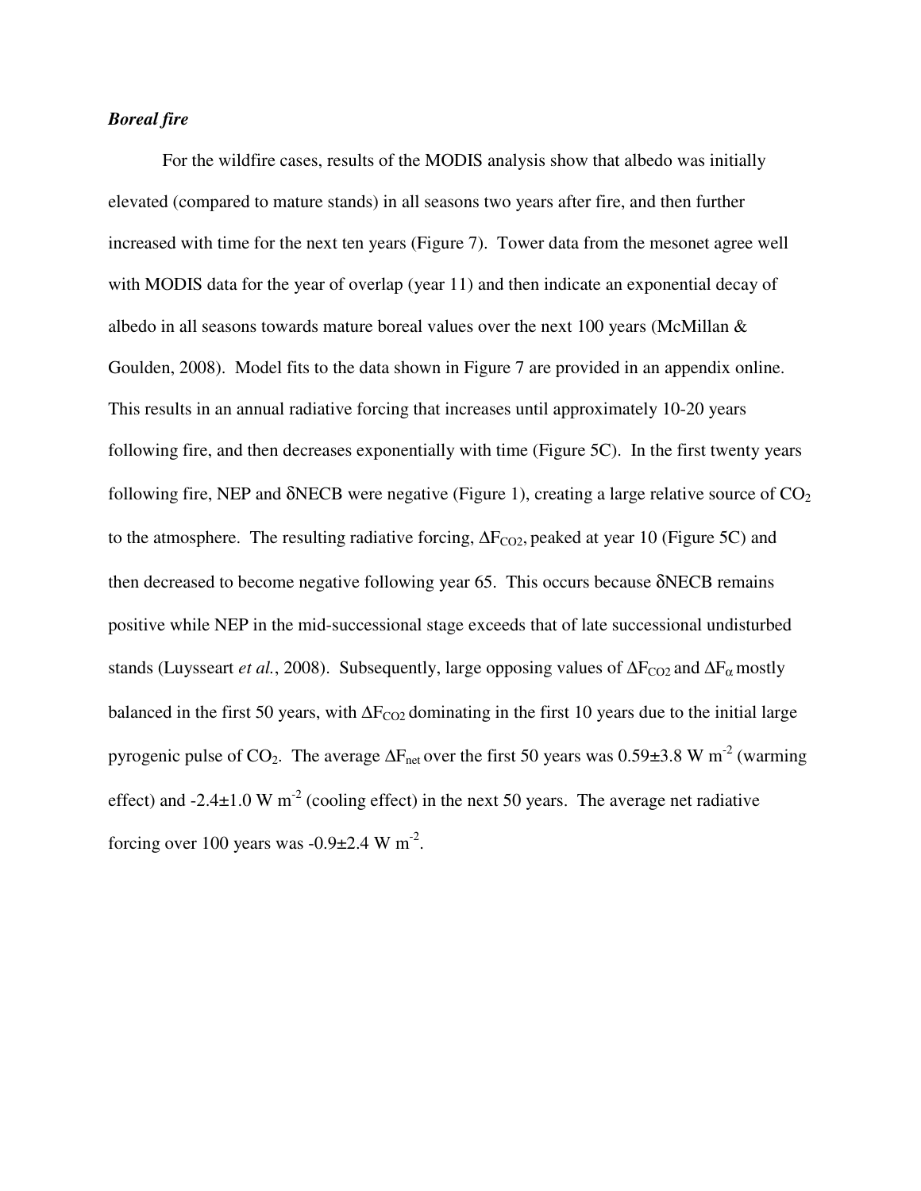***Boreal fire***

For the wildfire cases, results of the MODIS analysis show that albedo was initially elevated (compared to mature stands) in all seasons two years after fire, and then further increased with time for the next ten years (Figure 7). Tower data from the mesonet agree well with MODIS data for the year of overlap (year 11) and then indicate an exponential decay of albedo in all seasons towards mature boreal values over the next 100 years (McMillan & Goulden, 2008). Model fits to the data shown in Figure 7 are provided in an appendix online. This results in an annual radiative forcing that increases until approximately 10-20 years following fire, and then decreases exponentially with time (Figure 5C). In the first twenty years following fire, NEP and δNECB were negative (Figure 1), creating a large relative source of $CO_2$ to the atmosphere. The resulting radiative forcing, $\Delta F_{CO2}$, peaked at year 10 (Figure 5C) and then decreased to become negative following year 65. This occurs because δNECB remains positive while NEP in the mid-successional stage exceeds that of late successional undisturbed stands (Luyssaert *et al.*, 2008). Subsequently, large opposing values of $\Delta F_{CO2}$ and $\Delta F_{\alpha}$ mostly balanced in the first 50 years, with $\Delta F_{CO2}$ dominating in the first 10 years due to the initial large pyrogenic pulse of $CO_2$. The average $\Delta F_{net}$ over the first 50 years was $0.59\pm3.8$ W m$^{-2}$ (warming effect) and $-2.4\pm1.0$ W m$^{-2}$ (cooling effect) in the next 50 years. The average net radiative forcing over 100 years was $-0.9\pm2.4$ W m$^{-2}$.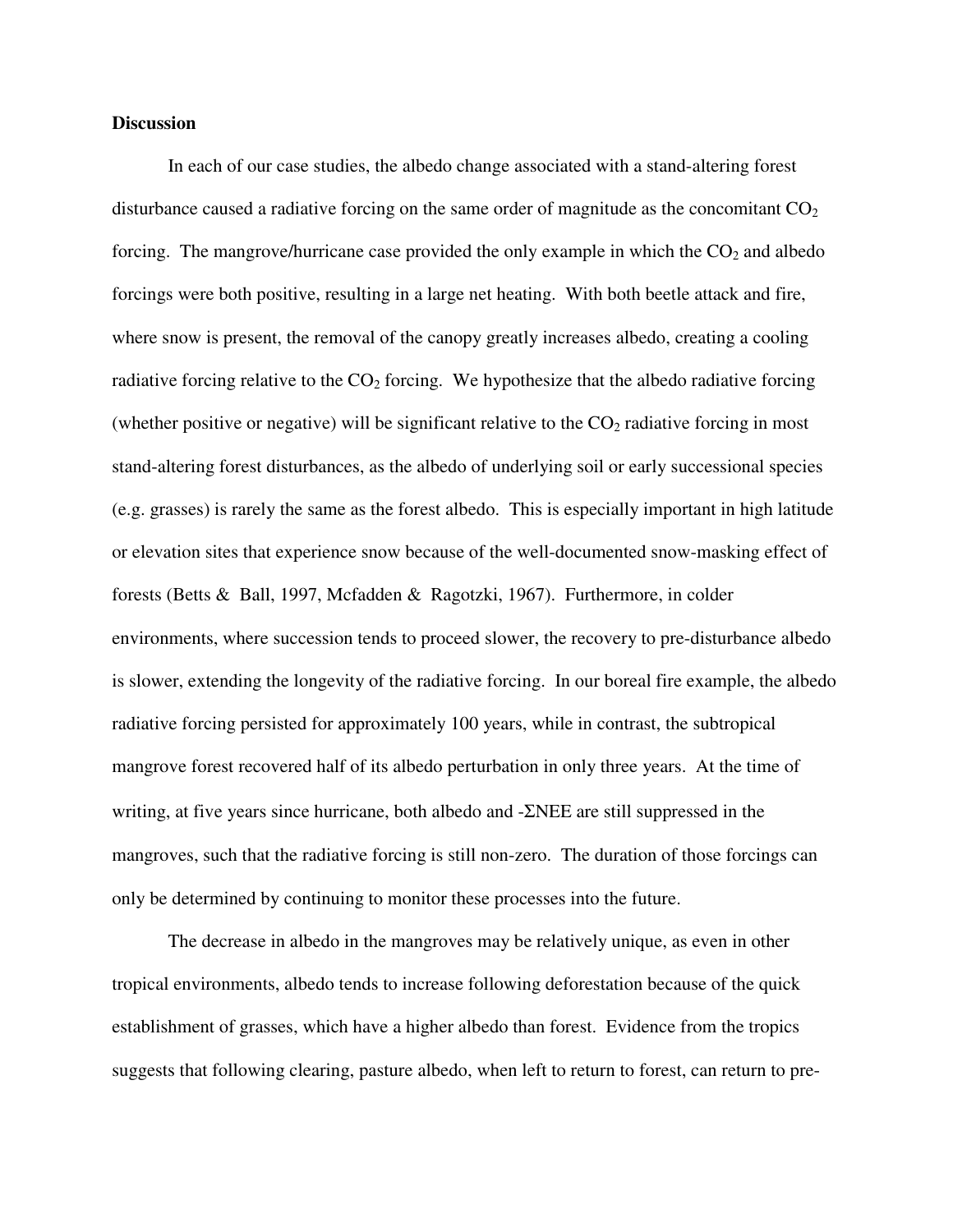**Discussion**

In each of our case studies, the albedo change associated with a stand-altering forest disturbance caused a radiative forcing on the same order of magnitude as the concomitant $CO_2$ forcing. The mangrove/hurricane case provided the only example in which the $CO_2$ and albedo forcings were both positive, resulting in a large net heating. With both beetle attack and fire, where snow is present, the removal of the canopy greatly increases albedo, creating a cooling radiative forcing relative to the $CO_2$ forcing. We hypothesize that the albedo radiative forcing (whether positive or negative) will be significant relative to the $CO_2$ radiative forcing in most stand-altering forest disturbances, as the albedo of underlying soil or early successional species (e.g. grasses) is rarely the same as the forest albedo. This is especially important in high latitude or elevation sites that experience snow because of the well-documented snow-masking effect of forests (Betts & Ball, 1997, Mcfadden & Ragotzki, 1967). Furthermore, in colder environments, where succession tends to proceed slower, the recovery to pre-disturbance albedo is slower, extending the longevity of the radiative forcing. In our boreal fire example, the albedo radiative forcing persisted for approximately 100 years, while in contrast, the subtropical mangrove forest recovered half of its albedo perturbation in only three years. At the time of writing, at five years since hurricane, both albedo and $-\Sigma$NEE are still suppressed in the mangroves, such that the radiative forcing is still non-zero. The duration of those forcings can only be determined by continuing to monitor these processes into the future.

The decrease in albedo in the mangroves may be relatively unique, as even in other tropical environments, albedo tends to increase following deforestation because of the quick establishment of grasses, which have a higher albedo than forest. Evidence from the tropics suggests that following clearing, pasture albedo, when left to return to forest, can return to pre-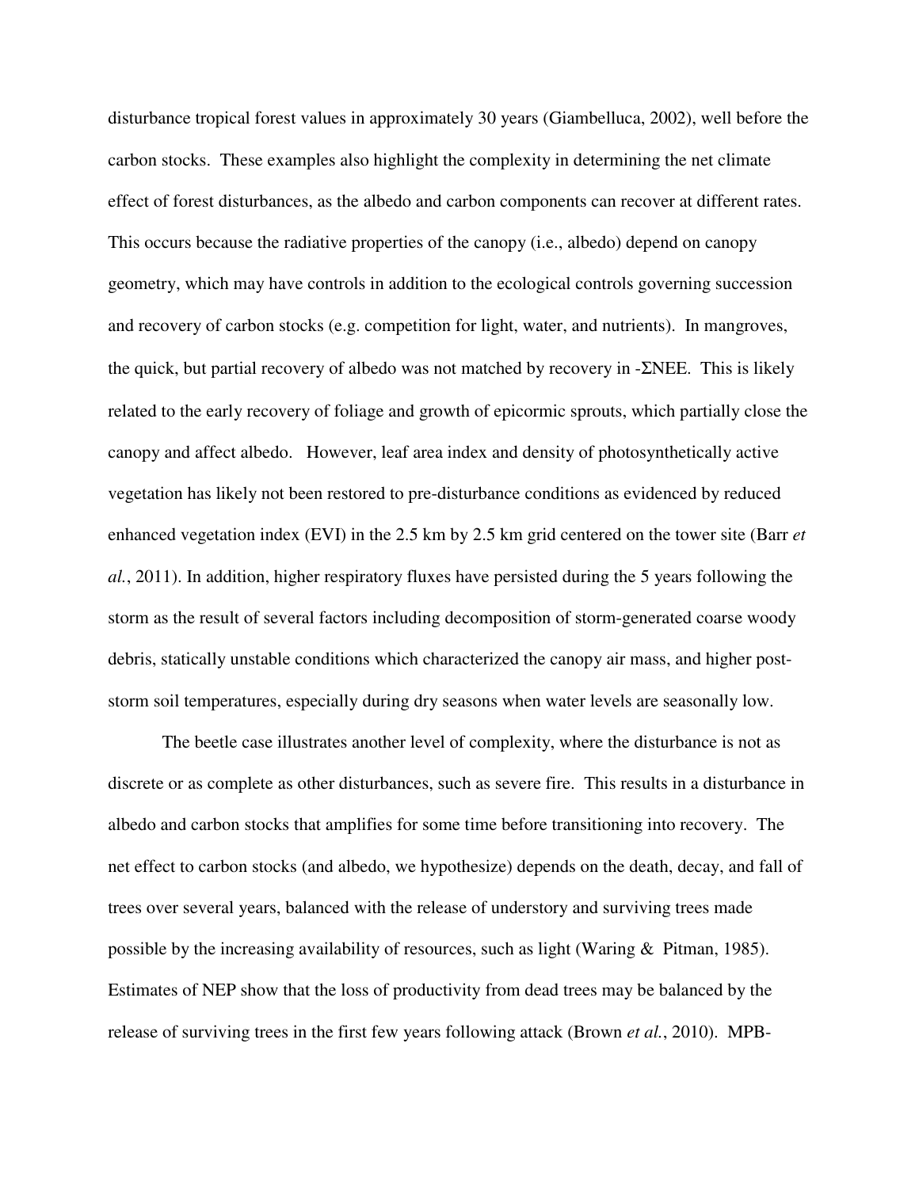disturbance tropical forest values in approximately 30 years (Giambelluca, 2002), well before the carbon stocks. These examples also highlight the complexity in determining the net climate effect of forest disturbances, as the albedo and carbon components can recover at different rates. This occurs because the radiative properties of the canopy (i.e., albedo) depend on canopy geometry, which may have controls in addition to the ecological controls governing succession and recovery of carbon stocks (e.g. competition for light, water, and nutrients). In mangroves, the quick, but partial recovery of albedo was not matched by recovery in -ΣNEE. This is likely related to the early recovery of foliage and growth of epicormic sprouts, which partially close the canopy and affect albedo. However, leaf area index and density of photosynthetically active vegetation has likely not been restored to pre-disturbance conditions as evidenced by reduced enhanced vegetation index (EVI) in the 2.5 km by 2.5 km grid centered on the tower site (Barr *et al.*, 2011). In addition, higher respiratory fluxes have persisted during the 5 years following the storm as the result of several factors including decomposition of storm-generated coarse woody debris, statically unstable conditions which characterized the canopy air mass, and higher post-storm soil temperatures, especially during dry seasons when water levels are seasonally low.

The beetle case illustrates another level of complexity, where the disturbance is not as discrete or as complete as other disturbances, such as severe fire. This results in a disturbance in albedo and carbon stocks that amplifies for some time before transitioning into recovery. The net effect to carbon stocks (and albedo, we hypothesize) depends on the death, decay, and fall of trees over several years, balanced with the release of understory and surviving trees made possible by the increasing availability of resources, such as light (Waring & Pitman, 1985). Estimates of NEP show that the loss of productivity from dead trees may be balanced by the release of surviving trees in the first few years following attack (Brown *et al.*, 2010). MPB-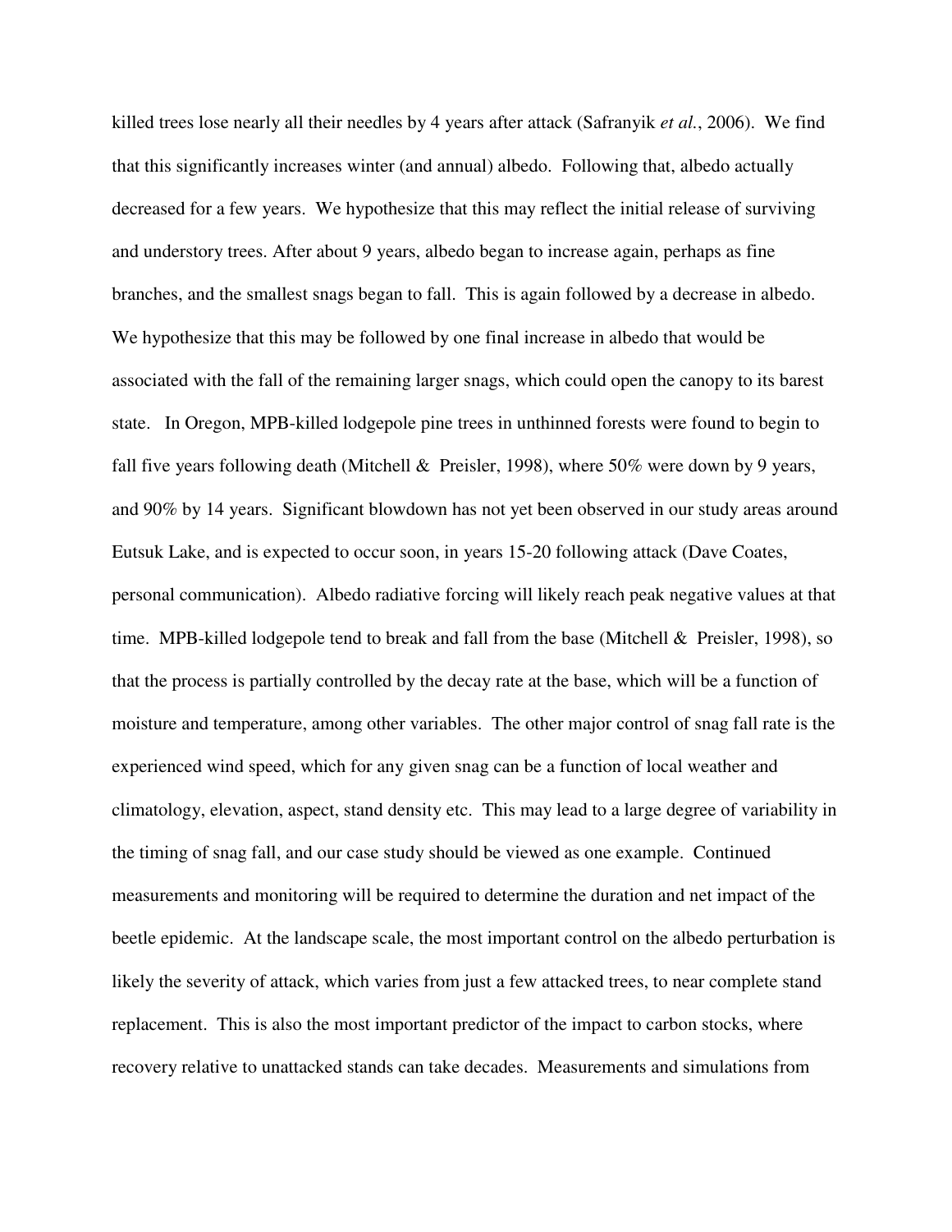killed trees lose nearly all their needles by 4 years after attack (Safranyik *et al.*, 2006). We find that this significantly increases winter (and annual) albedo. Following that, albedo actually decreased for a few years. We hypothesize that this may reflect the initial release of surviving and understory trees. After about 9 years, albedo began to increase again, perhaps as fine branches, and the smallest snags began to fall. This is again followed by a decrease in albedo. We hypothesize that this may be followed by one final increase in albedo that would be associated with the fall of the remaining larger snags, which could open the canopy to its barest state. In Oregon, MPB-killed lodgepole pine trees in unthinned forests were found to begin to fall five years following death (Mitchell & Preisler, 1998), where 50% were down by 9 years, and 90% by 14 years. Significant blowdown has not yet been observed in our study areas around Eutsuk Lake, and is expected to occur soon, in years 15-20 following attack (Dave Coates, personal communication). Albedo radiative forcing will likely reach peak negative values at that time. MPB-killed lodgepole tend to break and fall from the base (Mitchell & Preisler, 1998), so that the process is partially controlled by the decay rate at the base, which will be a function of moisture and temperature, among other variables. The other major control of snag fall rate is the experienced wind speed, which for any given snag can be a function of local weather and climatology, elevation, aspect, stand density etc. This may lead to a large degree of variability in the timing of snag fall, and our case study should be viewed as one example. Continued measurements and monitoring will be required to determine the duration and net impact of the beetle epidemic. At the landscape scale, the most important control on the albedo perturbation is likely the severity of attack, which varies from just a few attacked trees, to near complete stand replacement. This is also the most important predictor of the impact to carbon stocks, where recovery relative to unattacked stands can take decades. Measurements and simulations from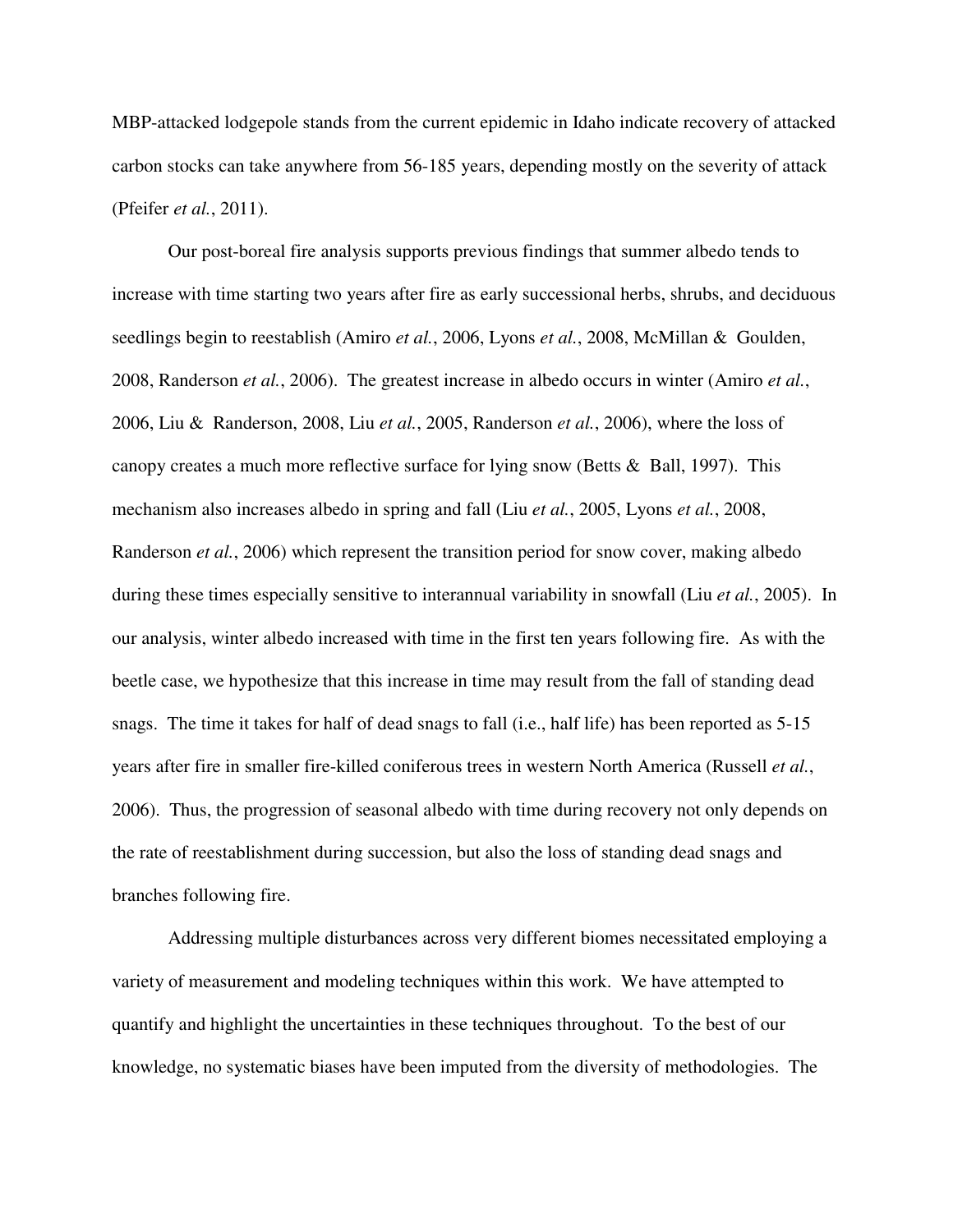MBP-attacked lodgepole stands from the current epidemic in Idaho indicate recovery of attacked carbon stocks can take anywhere from 56-185 years, depending mostly on the severity of attack (Pfeifer *et al.*, 2011).

Our post-boreal fire analysis supports previous findings that summer albedo tends to increase with time starting two years after fire as early successional herbs, shrubs, and deciduous seedlings begin to reestablish (Amiro *et al.*, 2006, Lyons *et al.*, 2008, McMillan & Goulden, 2008, Randerson *et al.*, 2006). The greatest increase in albedo occurs in winter (Amiro *et al.*, 2006, Liu & Randerson, 2008, Liu *et al.*, 2005, Randerson *et al.*, 2006), where the loss of canopy creates a much more reflective surface for lying snow (Betts & Ball, 1997). This mechanism also increases albedo in spring and fall (Liu *et al.*, 2005, Lyons *et al.*, 2008, Randerson *et al.*, 2006) which represent the transition period for snow cover, making albedo during these times especially sensitive to interannual variability in snowfall (Liu *et al.*, 2005). In our analysis, winter albedo increased with time in the first ten years following fire. As with the beetle case, we hypothesize that this increase in time may result from the fall of standing dead snags. The time it takes for half of dead snags to fall (i.e., half life) has been reported as 5-15 years after fire in smaller fire-killed coniferous trees in western North America (Russell *et al.*, 2006). Thus, the progression of seasonal albedo with time during recovery not only depends on the rate of reestablishment during succession, but also the loss of standing dead snags and branches following fire.

Addressing multiple disturbances across very different biomes necessitated employing a variety of measurement and modeling techniques within this work. We have attempted to quantify and highlight the uncertainties in these techniques throughout. To the best of our knowledge, no systematic biases have been imputed from the diversity of methodologies. The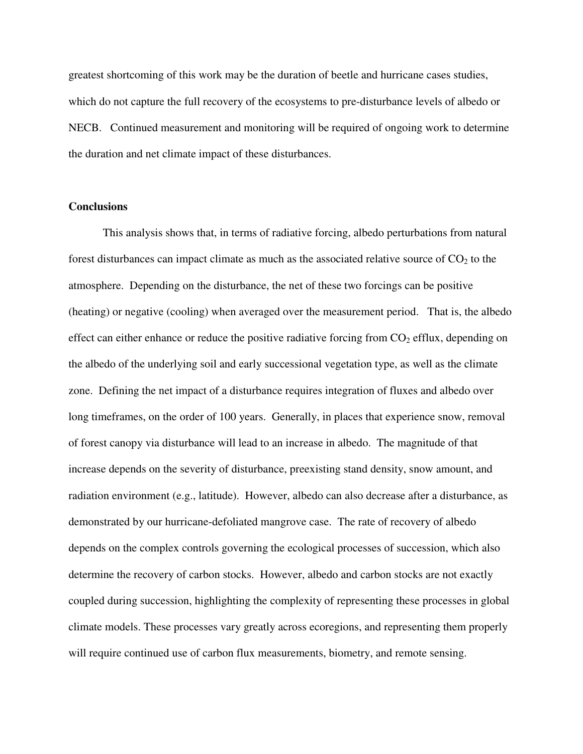greatest shortcoming of this work may be the duration of beetle and hurricane cases studies, which do not capture the full recovery of the ecosystems to pre-disturbance levels of albedo or NECB. Continued measurement and monitoring will be required of ongoing work to determine the duration and net climate impact of these disturbances.

**Conclusions**

This analysis shows that, in terms of radiative forcing, albedo perturbations from natural forest disturbances can impact climate as much as the associated relative source of $CO_2$ to the atmosphere. Depending on the disturbance, the net of these two forcings can be positive (heating) or negative (cooling) when averaged over the measurement period. That is, the albedo effect can either enhance or reduce the positive radiative forcing from $CO_2$ efflux, depending on the albedo of the underlying soil and early successional vegetation type, as well as the climate zone. Defining the net impact of a disturbance requires integration of fluxes and albedo over long timeframes, on the order of 100 years. Generally, in places that experience snow, removal of forest canopy via disturbance will lead to an increase in albedo. The magnitude of that increase depends on the severity of disturbance, preexisting stand density, snow amount, and radiation environment (e.g., latitude). However, albedo can also decrease after a disturbance, as demonstrated by our hurricane-defoliated mangrove case. The rate of recovery of albedo depends on the complex controls governing the ecological processes of succession, which also determine the recovery of carbon stocks. However, albedo and carbon stocks are not exactly coupled during succession, highlighting the complexity of representing these processes in global climate models. These processes vary greatly across ecoregions, and representing them properly will require continued use of carbon flux measurements, biometry, and remote sensing.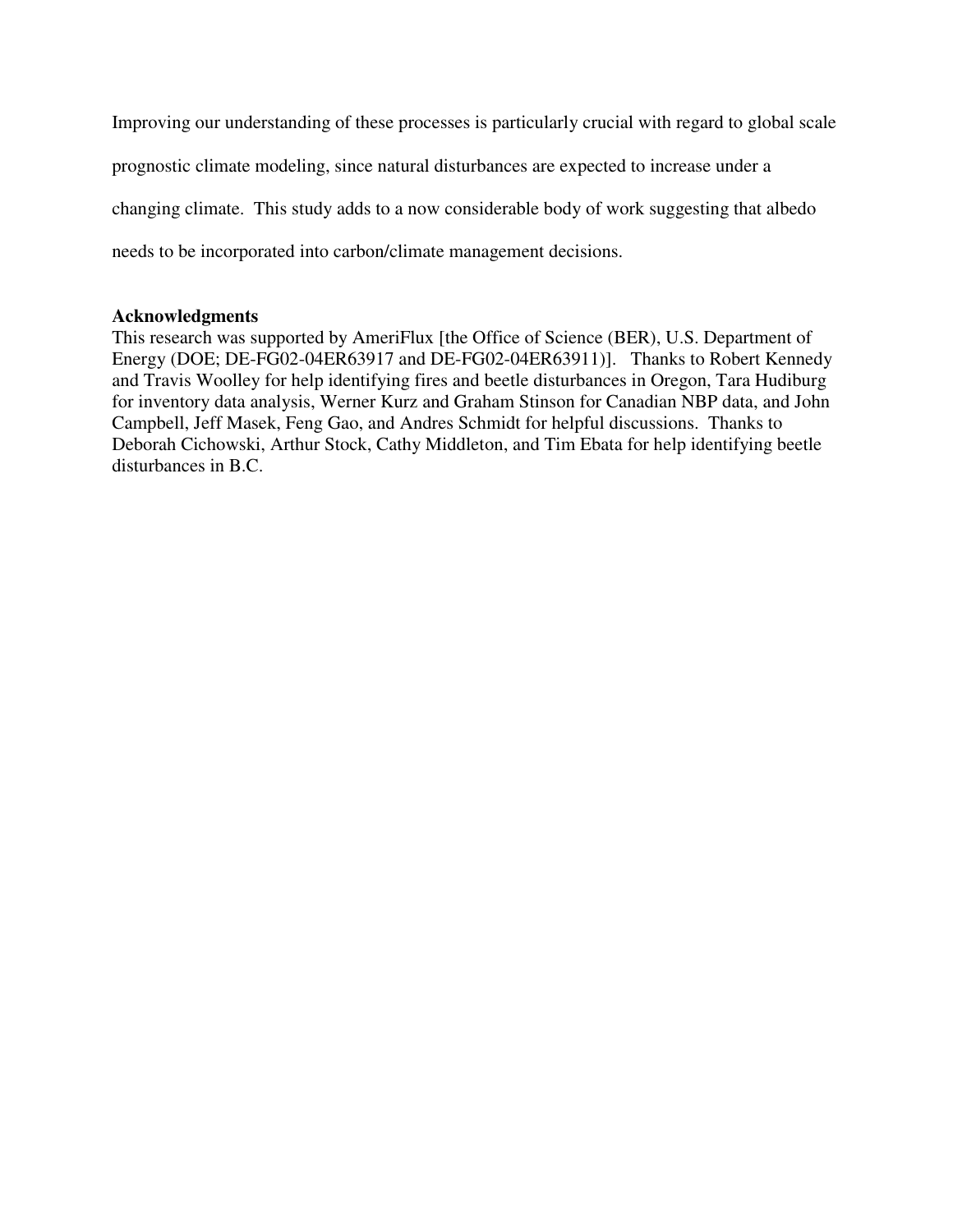Improving our understanding of these processes is particularly crucial with regard to global scale prognostic climate modeling, since natural disturbances are expected to increase under a changing climate. This study adds to a now considerable body of work suggesting that albedo needs to be incorporated into carbon/climate management decisions.

## Acknowledgments

This research was supported by AmeriFlux [the Office of Science (BER), U.S. Department of Energy (DOE; DE-FG02-04ER63917 and DE-FG02-04ER63911)]. Thanks to Robert Kennedy and Travis Woolley for help identifying fires and beetle disturbances in Oregon, Tara Hudiburg for inventory data analysis, Werner Kurz and Graham Stinson for Canadian NBP data, and John Campbell, Jeff Masek, Feng Gao, and Andres Schmidt for helpful discussions. Thanks to Deborah Cichowski, Arthur Stock, Cathy Middleton, and Tim Ebata for help identifying beetle disturbances in B.C.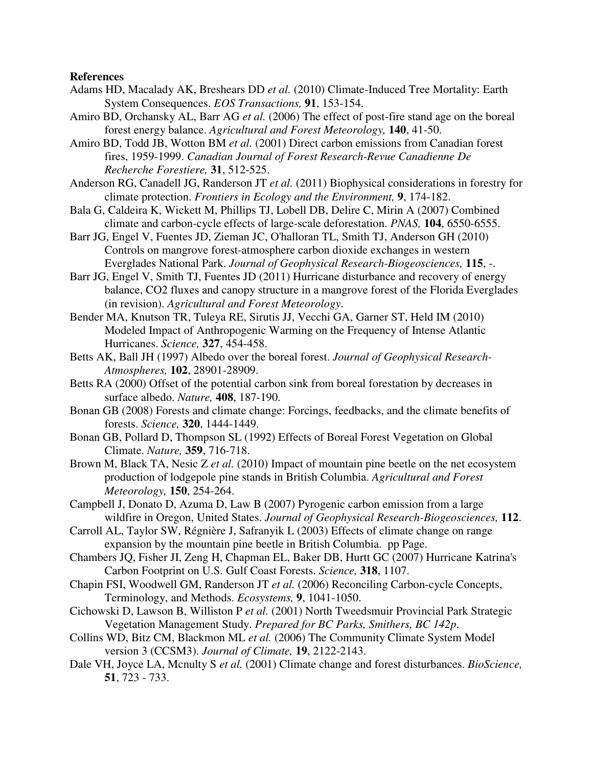**References**

Adams HD, Macalady AK, Breshears DD *et al.* (2010) Climate-Induced Tree Mortality: Earth System Consequences. *EOS Transactions,* **91**, 153-154.

Amiro BD, Orchansky AL, Barr AG *et al.* (2006) The effect of post-fire stand age on the boreal forest energy balance. *Agricultural and Forest Meteorology,* **140**, 41-50.

Amiro BD, Todd JB, Wotton BM *et al.* (2001) Direct carbon emissions from Canadian forest fires, 1959-1999. *Canadian Journal of Forest Research-Revue Canadienne De Recherche Forestiere,* **31**, 512-525.

Anderson RG, Canadell JG, Randerson JT *et al.* (2011) Biophysical considerations in forestry for climate protection. *Frontiers in Ecology and the Environment,* **9**, 174-182.

Bala G, Caldeira K, Wickett M, Phillips TJ, Lobell DB, Delire C, Mirin A (2007) Combined climate and carbon-cycle effects of large-scale deforestation. *PNAS,* **104**, 6550-6555.

Barr JG, Engel V, Fuentes JD, Zieman JC, O'halloran TL, Smith TJ, Anderson GH (2010) Controls on mangrove forest-atmosphere carbon dioxide exchanges in western Everglades National Park. *Journal of Geophysical Research-Biogeosciences,* **115**, -.

Barr JG, Engel V, Smith TJ, Fuentes JD (2011) Hurricane disturbance and recovery of energy balance, CO2 fluxes and canopy structure in a mangrove forest of the Florida Everglades (in revision). *Agricultural and Forest Meteorology*.

Bender MA, Knutson TR, Tuleya RE, Sirutis JJ, Vecchi GA, Garner ST, Held IM (2010) Modeled Impact of Anthropogenic Warming on the Frequency of Intense Atlantic Hurricanes. *Science,* **327**, 454-458.

Betts AK, Ball JH (1997) Albedo over the boreal forest. *Journal of Geophysical Research-Atmospheres,* **102**, 28901-28909.

Betts RA (2000) Offset of the potential carbon sink from boreal forestation by decreases in surface albedo. *Nature,* **408**, 187-190.

Bonan GB (2008) Forests and climate change: Forcings, feedbacks, and the climate benefits of forests. *Science,* **320**, 1444-1449.

Bonan GB, Pollard D, Thompson SL (1992) Effects of Boreal Forest Vegetation on Global Climate. *Nature,* **359**, 716-718.

Brown M, Black TA, Nesic Z *et al.* (2010) Impact of mountain pine beetle on the net ecosystem production of lodgepole pine stands in British Columbia. *Agricultural and Forest Meteorology,* **150**, 254-264.

Campbell J, Donato D, Azuma D, Law B (2007) Pyrogenic carbon emission from a large wildfire in Oregon, United States. *Journal of Geophysical Research-Biogeosciences,* **112**.

Carroll AL, Taylor SW, Régnière J, Safranyik L (2003) Effects of climate change on range expansion by the mountain pine beetle in British Columbia. pp Page.

Chambers JQ, Fisher JI, Zeng H, Chapman EL, Baker DB, Hurtt GC (2007) Hurricane Katrina's Carbon Footprint on U.S. Gulf Coast Forests. *Science,* **318**, 1107.

Chapin FSI, Woodwell GM, Randerson JT *et al.* (2006) Reconciling Carbon-cycle Concepts, Terminology, and Methods. *Ecosystems,* **9**, 1041-1050.

Cichowski D, Lawson B, Williston P *et al.* (2001) North Tweedsmuir Provincial Park Strategic Vegetation Management Study. *Prepared for BC Parks, Smithers, BC 142p*.

Collins WD, Bitz CM, Blackmon ML *et al.* (2006) The Community Climate System Model version 3 (CCSM3). *Journal of Climate,* **19**, 2122-2143.

Dale VH, Joyce LA, Mcnulty S *et al.* (2001) Climate change and forest disturbances. *BioScience,* **51**, 723 - 733.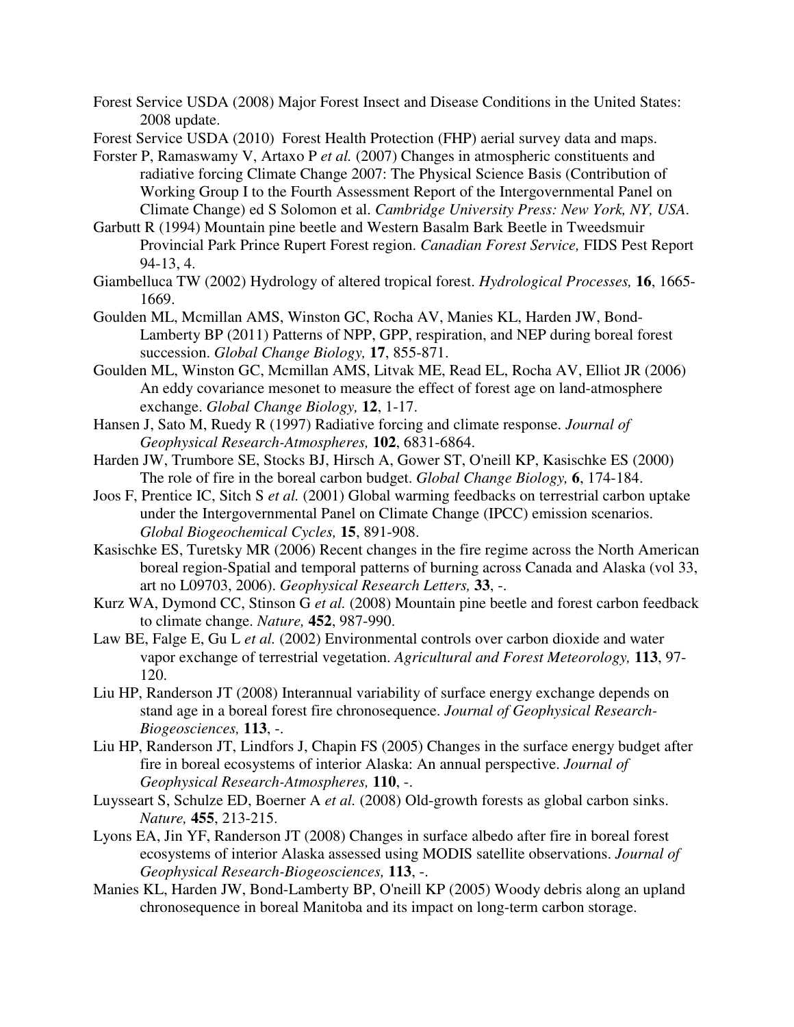Forest Service USDA (2008) Major Forest Insect and Disease Conditions in the United States: 2008 update.

Forest Service USDA (2010) Forest Health Protection (FHP) aerial survey data and maps.

Forster P, Ramaswamy V, Artaxo P *et al.* (2007) Changes in atmospheric constituents and radiative forcing Climate Change 2007: The Physical Science Basis (Contribution of Working Group I to the Fourth Assessment Report of the Intergovernmental Panel on Climate Change) ed S Solomon et al. *Cambridge University Press: New York, NY, USA*.

Garbutt R (1994) Mountain pine beetle and Western Basalm Bark Beetle in Tweedsmuir Provincial Park Prince Rupert Forest region. *Canadian Forest Service,* FIDS Pest Report 94-13, 4.

Giambelluca TW (2002) Hydrology of altered tropical forest. *Hydrological Processes,* **16**, 1665-1669.

Goulden ML, Mcmillan AMS, Winston GC, Rocha AV, Manies KL, Harden JW, Bond-Lamberty BP (2011) Patterns of NPP, GPP, respiration, and NEP during boreal forest succession. *Global Change Biology,* **17**, 855-871.

Goulden ML, Winston GC, Mcmillan AMS, Litvak ME, Read EL, Rocha AV, Elliot JR (2006) An eddy covariance mesonet to measure the effect of forest age on land-atmosphere exchange. *Global Change Biology,* **12**, 1-17.

Hansen J, Sato M, Ruedy R (1997) Radiative forcing and climate response. *Journal of Geophysical Research-Atmospheres,* **102**, 6831-6864.

Harden JW, Trumbore SE, Stocks BJ, Hirsch A, Gower ST, O'neill KP, Kasischke ES (2000) The role of fire in the boreal carbon budget. *Global Change Biology,* **6**, 174-184.

Joos F, Prentice IC, Sitch S *et al.* (2001) Global warming feedbacks on terrestrial carbon uptake under the Intergovernmental Panel on Climate Change (IPCC) emission scenarios. *Global Biogeochemical Cycles,* **15**, 891-908.

Kasischke ES, Turetsky MR (2006) Recent changes in the fire regime across the North American boreal region-Spatial and temporal patterns of burning across Canada and Alaska (vol 33, art no L09703, 2006). *Geophysical Research Letters,* **33**, -.

Kurz WA, Dymond CC, Stinson G *et al.* (2008) Mountain pine beetle and forest carbon feedback to climate change. *Nature,* **452**, 987-990.

Law BE, Falge E, Gu L *et al.* (2002) Environmental controls over carbon dioxide and water vapor exchange of terrestrial vegetation. *Agricultural and Forest Meteorology,* **113**, 97-120.

Liu HP, Randerson JT (2008) Interannual variability of surface energy exchange depends on stand age in a boreal forest fire chronosequence. *Journal of Geophysical Research-Biogeosciences,* **113**, -.

Liu HP, Randerson JT, Lindfors J, Chapin FS (2005) Changes in the surface energy budget after fire in boreal ecosystems of interior Alaska: An annual perspective. *Journal of Geophysical Research-Atmospheres,* **110**, -.

Luysseart S, Schulze ED, Boerner A *et al.* (2008) Old-growth forests as global carbon sinks. *Nature,* **455**, 213-215.

Lyons EA, Jin YF, Randerson JT (2008) Changes in surface albedo after fire in boreal forest ecosystems of interior Alaska assessed using MODIS satellite observations. *Journal of Geophysical Research-Biogeosciences,* **113**, -.

Manies KL, Harden JW, Bond-Lamberty BP, O'neill KP (2005) Woody debris along an upland chronosequence in boreal Manitoba and its impact on long-term carbon storage.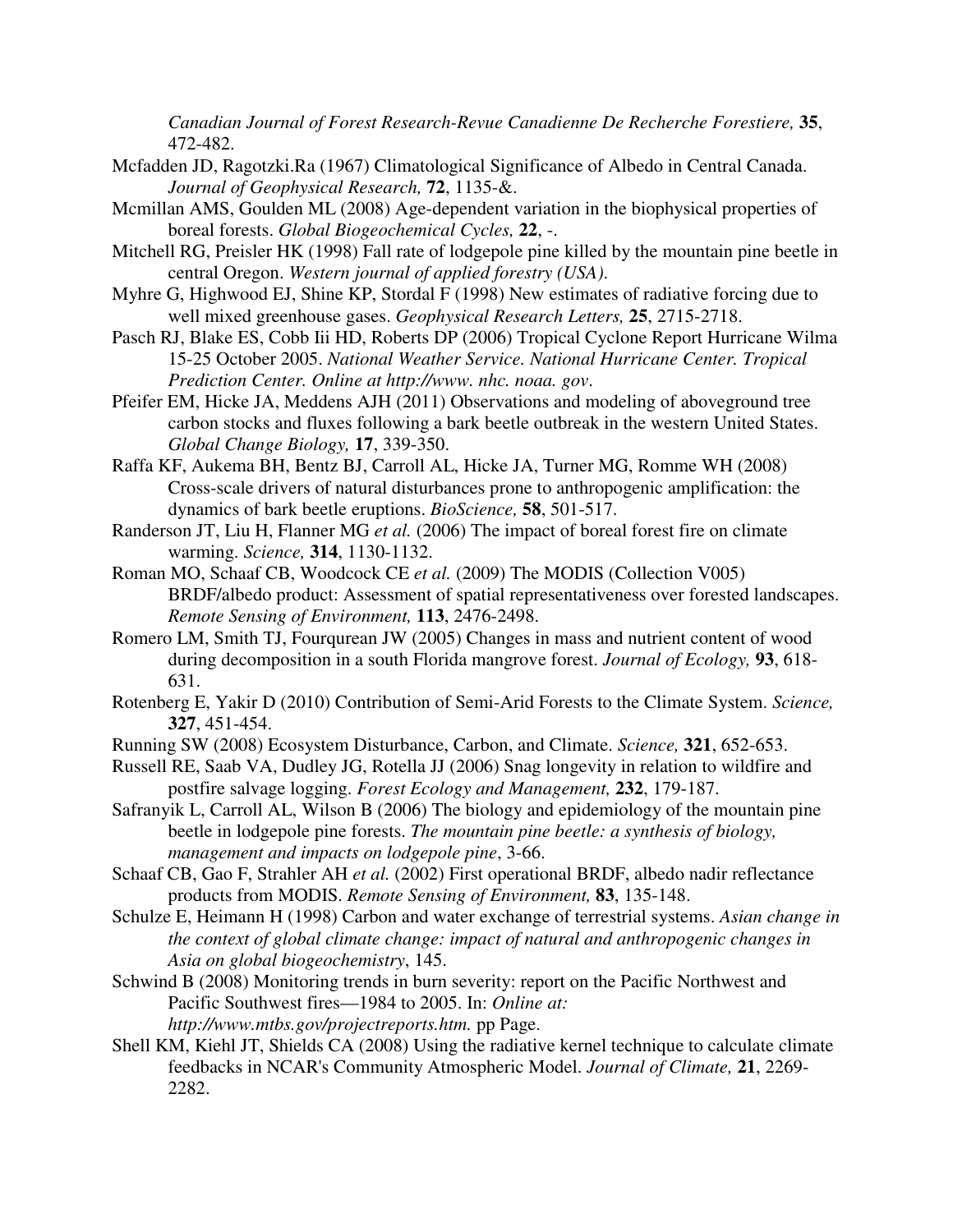*Canadian Journal of Forest Research-Revue Canadienne De Recherche Forestiere,* **35**, 472-482.

Mcfadden JD, Ragotzki.Ra (1967) Climatological Significance of Albedo in Central Canada. *Journal of Geophysical Research,* **72**, 1135-&.

Mcmillan AMS, Goulden ML (2008) Age-dependent variation in the biophysical properties of boreal forests. *Global Biogeochemical Cycles,* **22**, -.

Mitchell RG, Preisler HK (1998) Fall rate of lodgepole pine killed by the mountain pine beetle in central Oregon. *Western journal of applied forestry (USA).*

Myhre G, Highwood EJ, Shine KP, Stordal F (1998) New estimates of radiative forcing due to well mixed greenhouse gases. *Geophysical Research Letters,* **25**, 2715-2718.

Pasch RJ, Blake ES, Cobb Iii HD, Roberts DP (2006) Tropical Cyclone Report Hurricane Wilma 15-25 October 2005. *National Weather Service. National Hurricane Center. Tropical Prediction Center. Online at http://www. nhc. noaa. gov*.

Pfeifer EM, Hicke JA, Meddens AJH (2011) Observations and modeling of aboveground tree carbon stocks and fluxes following a bark beetle outbreak in the western United States. *Global Change Biology,* **17**, 339-350.

Raffa KF, Aukema BH, Bentz BJ, Carroll AL, Hicke JA, Turner MG, Romme WH (2008) Cross-scale drivers of natural disturbances prone to anthropogenic amplification: the dynamics of bark beetle eruptions. *BioScience,* **58**, 501-517.

Randerson JT, Liu H, Flanner MG *et al.* (2006) The impact of boreal forest fire on climate warming. *Science,* **314**, 1130-1132.

Roman MO, Schaaf CB, Woodcock CE *et al.* (2009) The MODIS (Collection V005) BRDF/albedo product: Assessment of spatial representativeness over forested landscapes. *Remote Sensing of Environment,* **113**, 2476-2498.

Romero LM, Smith TJ, Fourqurean JW (2005) Changes in mass and nutrient content of wood during decomposition in a south Florida mangrove forest. *Journal of Ecology,* **93**, 618-631.

Rotenberg E, Yakir D (2010) Contribution of Semi-Arid Forests to the Climate System. *Science,* **327**, 451-454.

Running SW (2008) Ecosystem Disturbance, Carbon, and Climate. *Science,* **321**, 652-653.

Russell RE, Saab VA, Dudley JG, Rotella JJ (2006) Snag longevity in relation to wildfire and postfire salvage logging. *Forest Ecology and Management,* **232**, 179-187.

Safranyik L, Carroll AL, Wilson B (2006) The biology and epidemiology of the mountain pine beetle in lodgepole pine forests. *The mountain pine beetle: a synthesis of biology, management and impacts on lodgepole pine*, 3-66.

Schaaf CB, Gao F, Strahler AH *et al.* (2002) First operational BRDF, albedo nadir reflectance products from MODIS. *Remote Sensing of Environment,* **83**, 135-148.

Schulze E, Heimann H (1998) Carbon and water exchange of terrestrial systems. *Asian change in the context of global climate change: impact of natural and anthropogenic changes in Asia on global biogeochemistry*, 145.

Schwind B (2008) Monitoring trends in burn severity: report on the Pacific Northwest and Pacific Southwest fires—1984 to 2005. In: *Online at: http://www.mtbs.gov/projectreports.htm.* pp Page.

Shell KM, Kiehl JT, Shields CA (2008) Using the radiative kernel technique to calculate climate feedbacks in NCAR's Community Atmospheric Model. *Journal of Climate,* **21**, 2269-2282.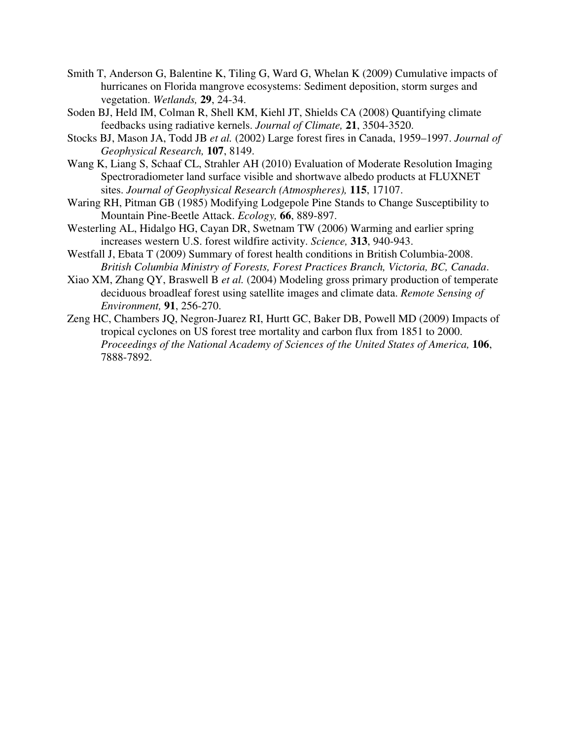Smith T, Anderson G, Balentine K, Tiling G, Ward G, Whelan K (2009) Cumulative impacts of hurricanes on Florida mangrove ecosystems: Sediment deposition, storm surges and vegetation. *Wetlands,* **29**, 24-34.

Soden BJ, Held IM, Colman R, Shell KM, Kiehl JT, Shields CA (2008) Quantifying climate feedbacks using radiative kernels. *Journal of Climate,* **21**, 3504-3520.

Stocks BJ, Mason JA, Todd JB *et al.* (2002) Large forest fires in Canada, 1959–1997. *Journal of Geophysical Research,* **107**, 8149.

Wang K, Liang S, Schaaf CL, Strahler AH (2010) Evaluation of Moderate Resolution Imaging Spectroradiometer land surface visible and shortwave albedo products at FLUXNET sites. *Journal of Geophysical Research (Atmospheres),* **115**, 17107.

Waring RH, Pitman GB (1985) Modifying Lodgepole Pine Stands to Change Susceptibility to Mountain Pine-Beetle Attack. *Ecology,* **66**, 889-897.

Westerling AL, Hidalgo HG, Cayan DR, Swetnam TW (2006) Warming and earlier spring increases western U.S. forest wildfire activity. *Science,* **313**, 940-943.

Westfall J, Ebata T (2009) Summary of forest health conditions in British Columbia-2008. *British Columbia Ministry of Forests, Forest Practices Branch, Victoria, BC, Canada*.

Xiao XM, Zhang QY, Braswell B *et al.* (2004) Modeling gross primary production of temperate deciduous broadleaf forest using satellite images and climate data. *Remote Sensing of Environment,* **91**, 256-270.

Zeng HC, Chambers JQ, Negron-Juarez RI, Hurtt GC, Baker DB, Powell MD (2009) Impacts of tropical cyclones on US forest tree mortality and carbon flux from 1851 to 2000. *Proceedings of the National Academy of Sciences of the United States of America,* **106**, 7888-7892.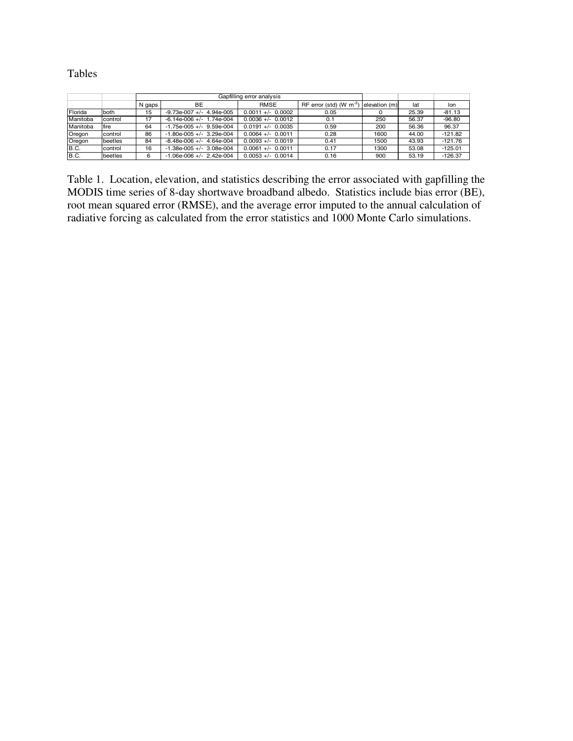Tables

| | | Gapfilling error analysis | | | | | | |
|---|---|---|---|---|---|---|---|---|
| | | N gaps | BE | RMSE | RF error (std) (W m$^{-2}$) | elevation (m) | lat | lon |
| Florida | both | 15 | -9.73e-007 +/- 4.94e-005 | 0.0011 +/- 0.0002 | 0.05 | 0 | 25.39 | -81.13 |
| Manitoba | control | 17 | -6.14e-006 +/- 1.74e-004 | 0.0036 +/- 0.0012 | 0.1 | 250 | 56.37 | -96.80 |
| Manitoba | fire | 64 | -1.75e-005 +/- 9.59e-004 | 0.0191 +/- 0.0035 | 0.59 | 200 | 56.36 | 96.37 |
| Oregon | control | 86 | -1.80e-005 +/- 3.29e-004 | 0.0064 +/- 0.0011 | 0.28 | 1600 | 44.00 | -121.82 |
| Oregon | beetles | 84 | -8.48e-006 +/- 4.64e-004 | 0.0093 +/- 0.0019 | 0.41 | 1500 | 43.93 | -121.76 |
| B.C. | control | 16 | -1.38e-005 +/- 3.08e-004 | 0.0061 +/- 0.0011 | 0.17 | 1300 | 53.08 | -125.01 |
| B.C. | beetles | 6 | -1.06e-006 +/- 2.42e-004 | 0.0053 +/- 0.0014 | 0.16 | 900 | 53.19 | -126.37 |

Table 1. Location, elevation, and statistics describing the error associated with gapfilling the MODIS time series of 8-day shortwave broadband albedo. Statistics include bias error (BE), root mean squared error (RMSE), and the average error imputed to the annual calculation of radiative forcing as calculated from the error statistics and 1000 Monte Carlo simulations.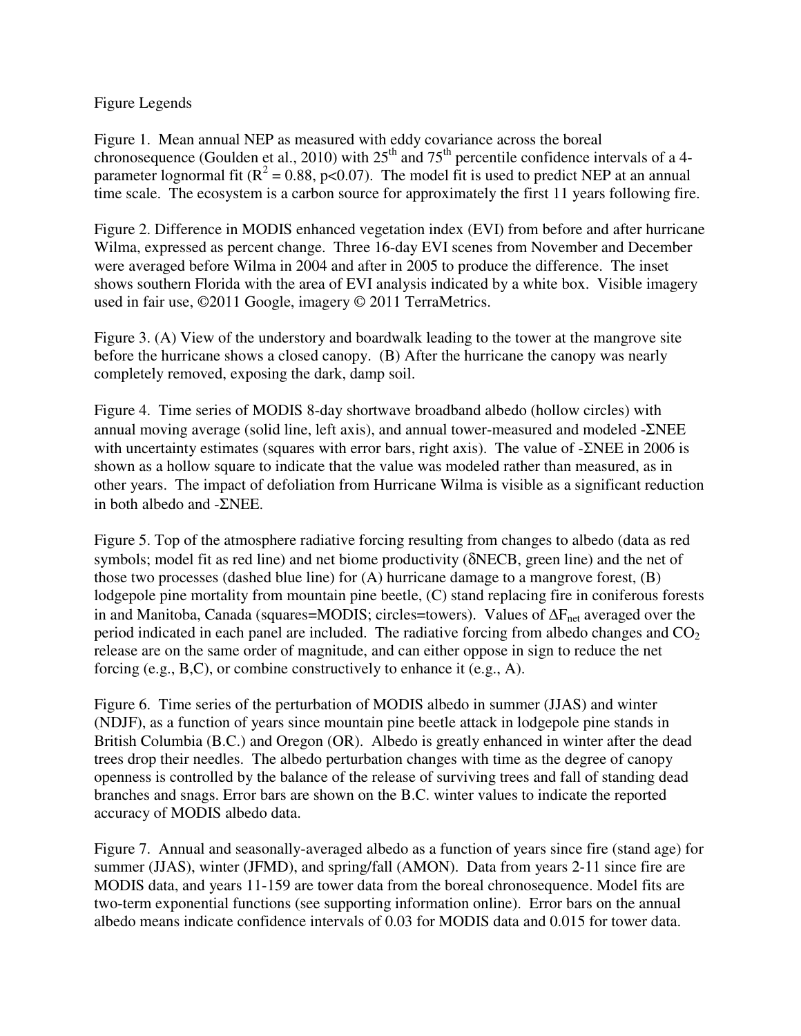Figure Legends

Figure 1. Mean annual NEP as measured with eddy covariance across the boreal chronosequence (Goulden et al., 2010) with $25^{th}$ and $75^{th}$ percentile confidence intervals of a 4-parameter lognormal fit ($R^2 = 0.88$, $p<0.07$). The model fit is used to predict NEP at an annual time scale. The ecosystem is a carbon source for approximately the first 11 years following fire.

Figure 2. Difference in MODIS enhanced vegetation index (EVI) from before and after hurricane Wilma, expressed as percent change. Three 16-day EVI scenes from November and December were averaged before Wilma in 2004 and after in 2005 to produce the difference. The inset shows southern Florida with the area of EVI analysis indicated by a white box. Visible imagery used in fair use, ©2011 Google, imagery © 2011 TerraMetrics.

Figure 3. (A) View of the understory and boardwalk leading to the tower at the mangrove site before the hurricane shows a closed canopy. (B) After the hurricane the canopy was nearly completely removed, exposing the dark, damp soil.

Figure 4. Time series of MODIS 8-day shortwave broadband albedo (hollow circles) with annual moving average (solid line, left axis), and annual tower-measured and modeled $-\Sigma$NEE with uncertainty estimates (squares with error bars, right axis). The value of $-\Sigma$NEE in 2006 is shown as a hollow square to indicate that the value was modeled rather than measured, as in other years. The impact of defoliation from Hurricane Wilma is visible as a significant reduction in both albedo and $-\Sigma$NEE.

Figure 5. Top of the atmosphere radiative forcing resulting from changes to albedo (data as red symbols; model fit as red line) and net biome productivity ($\delta$NECB, green line) and the net of those two processes (dashed blue line) for (A) hurricane damage to a mangrove forest, (B) lodgepole pine mortality from mountain pine beetle, (C) stand replacing fire in coniferous forests in and Manitoba, Canada (squares=MODIS; circles=towers). Values of $\Delta F_{net}$ averaged over the period indicated in each panel are included. The radiative forcing from albedo changes and $CO_2$ release are on the same order of magnitude, and can either oppose in sign to reduce the net forcing (e.g., B,C), or combine constructively to enhance it (e.g., A).

Figure 6. Time series of the perturbation of MODIS albedo in summer (JJAS) and winter (NDJF), as a function of years since mountain pine beetle attack in lodgepole pine stands in British Columbia (B.C.) and Oregon (OR). Albedo is greatly enhanced in winter after the dead trees drop their needles. The albedo perturbation changes with time as the degree of canopy openness is controlled by the balance of the release of surviving trees and fall of standing dead branches and snags. Error bars are shown on the B.C. winter values to indicate the reported accuracy of MODIS albedo data.

Figure 7. Annual and seasonally-averaged albedo as a function of years since fire (stand age) for summer (JJAS), winter (JFMD), and spring/fall (AMON). Data from years 2-11 since fire are MODIS data, and years 11-159 are tower data from the boreal chronosequence. Model fits are two-term exponential functions (see supporting information online). Error bars on the annual albedo means indicate confidence intervals of 0.03 for MODIS data and 0.015 for tower data.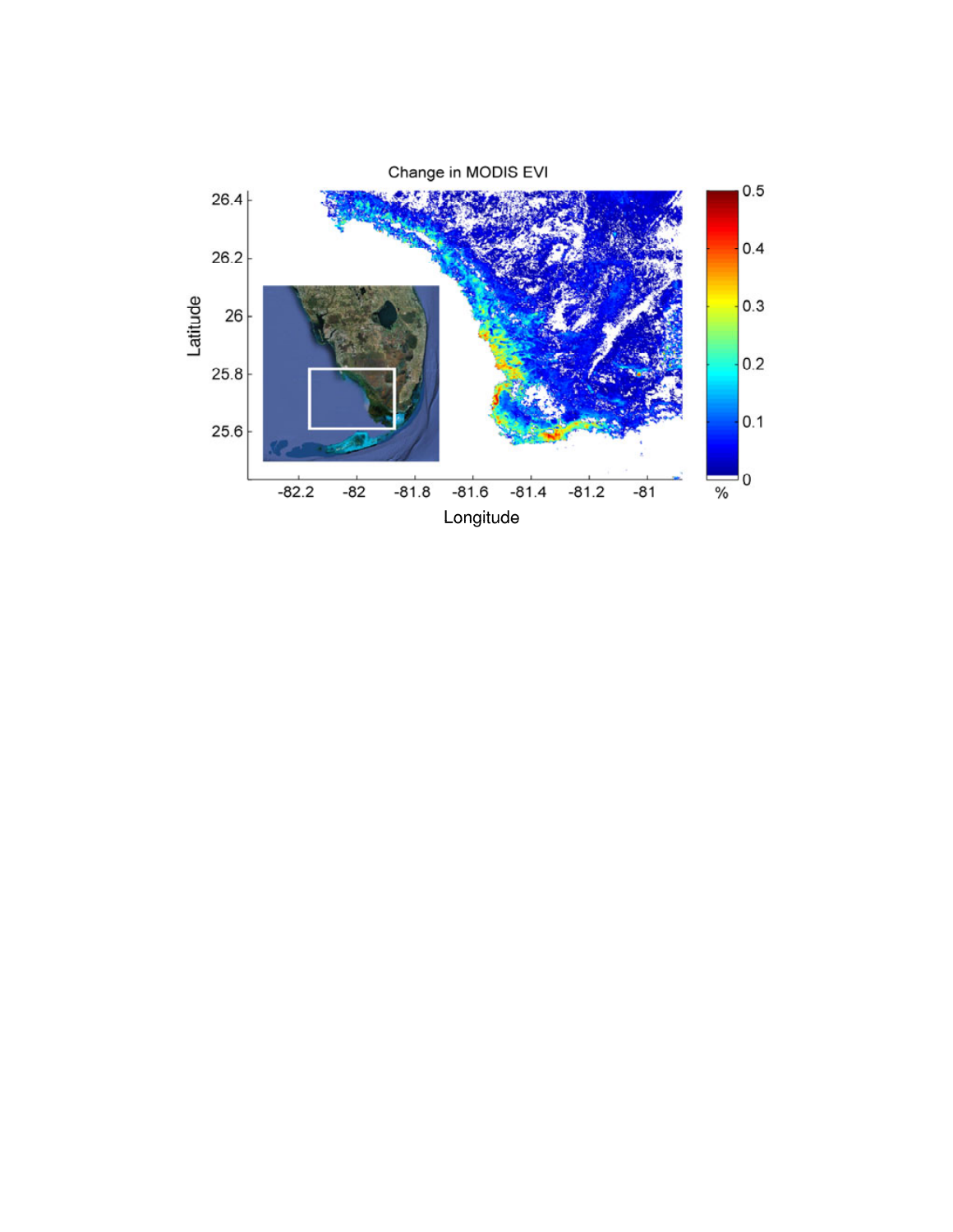Change in MODIS EVI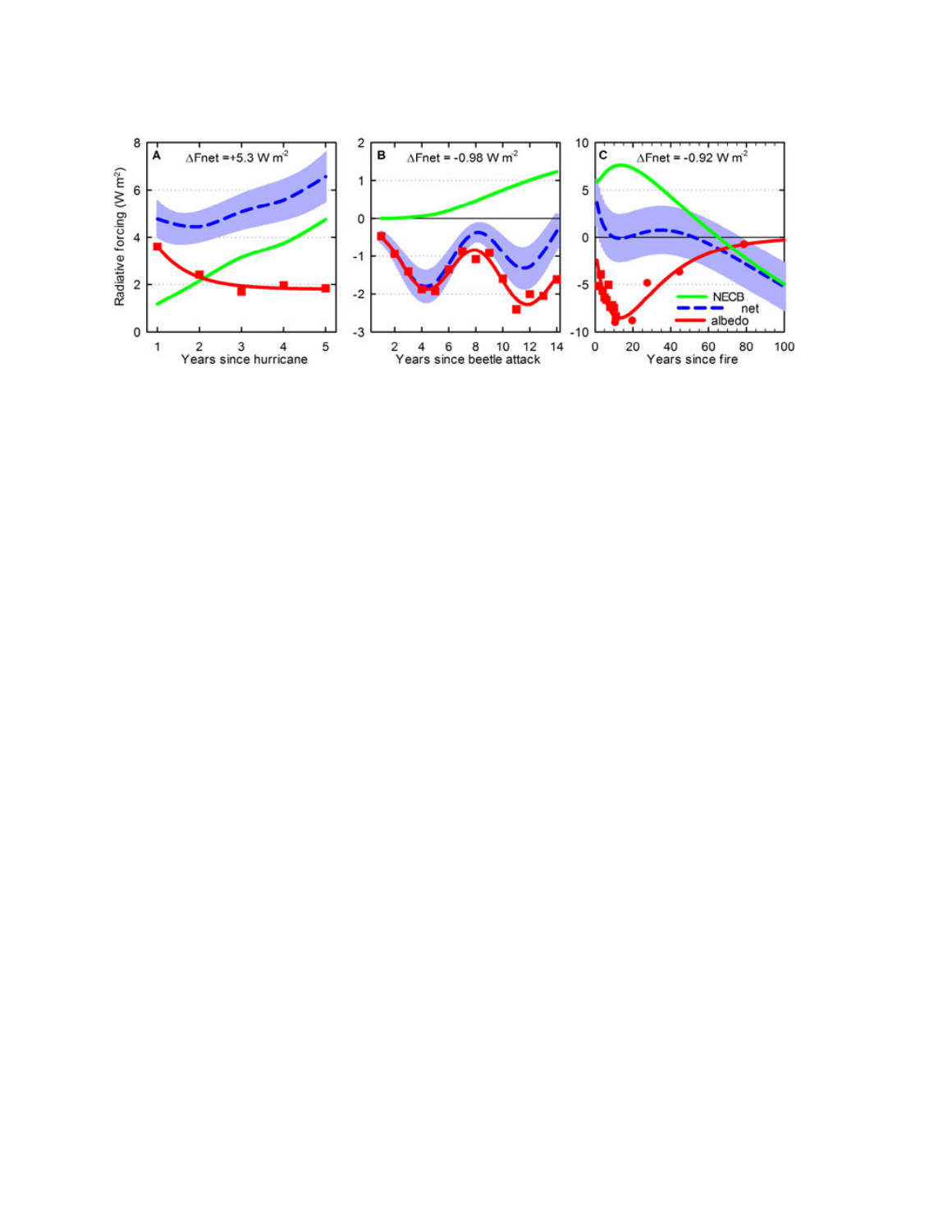A $\Delta$Fnet = +5.3 W m$^{-2}$

B $\Delta$Fnet = -0.98 W m$^{-2}$

C $\Delta$Fnet = -0.92 W m$^{-2}$

Radiative forcing (W m$^{-2}$)

Years since hurricane

Years since beetle attack

Years since fire

NECB

net

albedo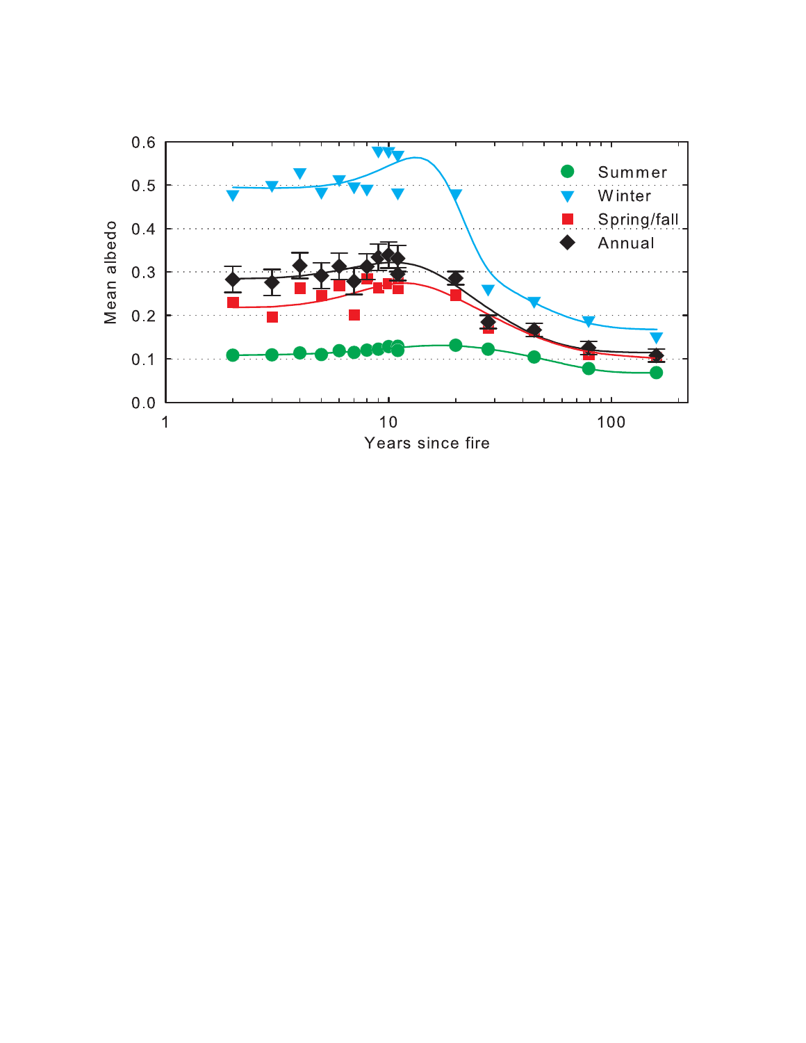0.6
0.5
0.4
0.3
0.2
0.1
0.0

Mean albedo

1
10
100

Years since fire

Summer
Winter
Spring/fall
Annual